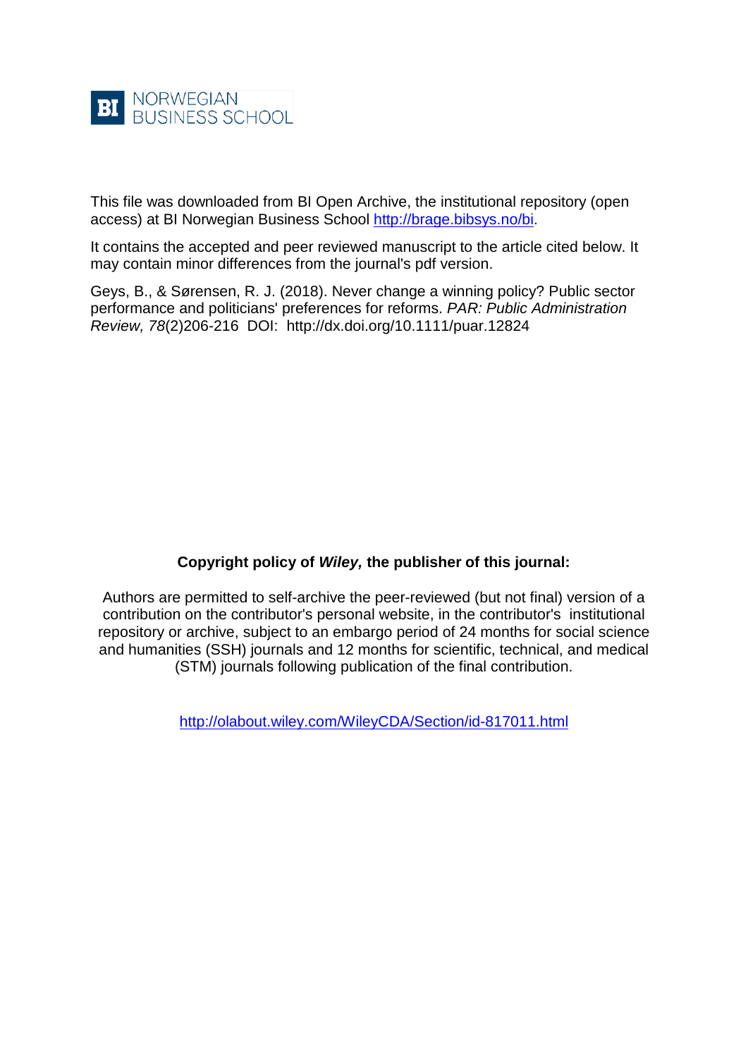BI NORWEGIAN BUSINESS SCHOOL

This file was downloaded from BI Open Archive, the institutional repository (open access) at BI Norwegian Business School http://brage.bibsys.no/bi.

It contains the accepted and peer reviewed manuscript to the article cited below. It may contain minor differences from the journal's pdf version.

Geys, B., & Sørensen, R. J. (2018). Never change a winning policy? Public sector performance and politicians' preferences for reforms. *PAR: Public Administration Review, 78*(2)206-216 DOI: http://dx.doi.org/10.1111/puar.12824

**Copyright policy of *Wiley,* the publisher of this journal:**

Authors are permitted to self-archive the peer-reviewed (but not final) version of a contribution on the contributor's personal website, in the contributor's institutional repository or archive, subject to an embargo period of 24 months for social science and humanities (SSH) journals and 12 months for scientific, technical, and medical (STM) journals following publication of the final contribution.

http://olabout.wiley.com/WileyCDA/Section/id-817011.html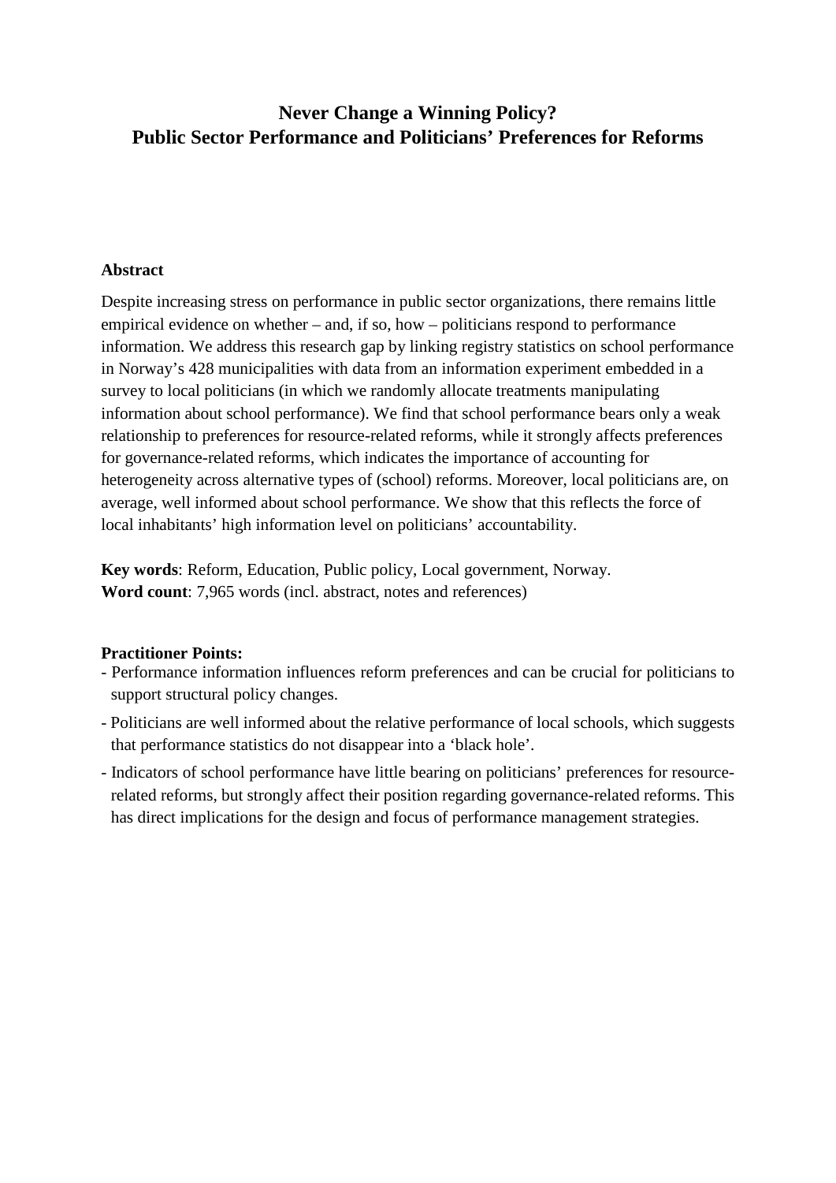# Never Change a Winning Policy?
# Public Sector Performance and Politicians' Preferences for Reforms

**Abstract**

Despite increasing stress on performance in public sector organizations, there remains little empirical evidence on whether – and, if so, how – politicians respond to performance information. We address this research gap by linking registry statistics on school performance in Norway's 428 municipalities with data from an information experiment embedded in a survey to local politicians (in which we randomly allocate treatments manipulating information about school performance). We find that school performance bears only a weak relationship to preferences for resource-related reforms, while it strongly affects preferences for governance-related reforms, which indicates the importance of accounting for heterogeneity across alternative types of (school) reforms. Moreover, local politicians are, on average, well informed about school performance. We show that this reflects the force of local inhabitants' high information level on politicians' accountability.

**Key words**: Reform, Education, Public policy, Local government, Norway.
**Word count**: 7,965 words (incl. abstract, notes and references)

**Practitioner Points:**

- Performance information influences reform preferences and can be crucial for politicians to support structural policy changes.
- Politicians are well informed about the relative performance of local schools, which suggests that performance statistics do not disappear into a 'black hole'.
- Indicators of school performance have little bearing on politicians' preferences for resource-related reforms, but strongly affect their position regarding governance-related reforms. This has direct implications for the design and focus of performance management strategies.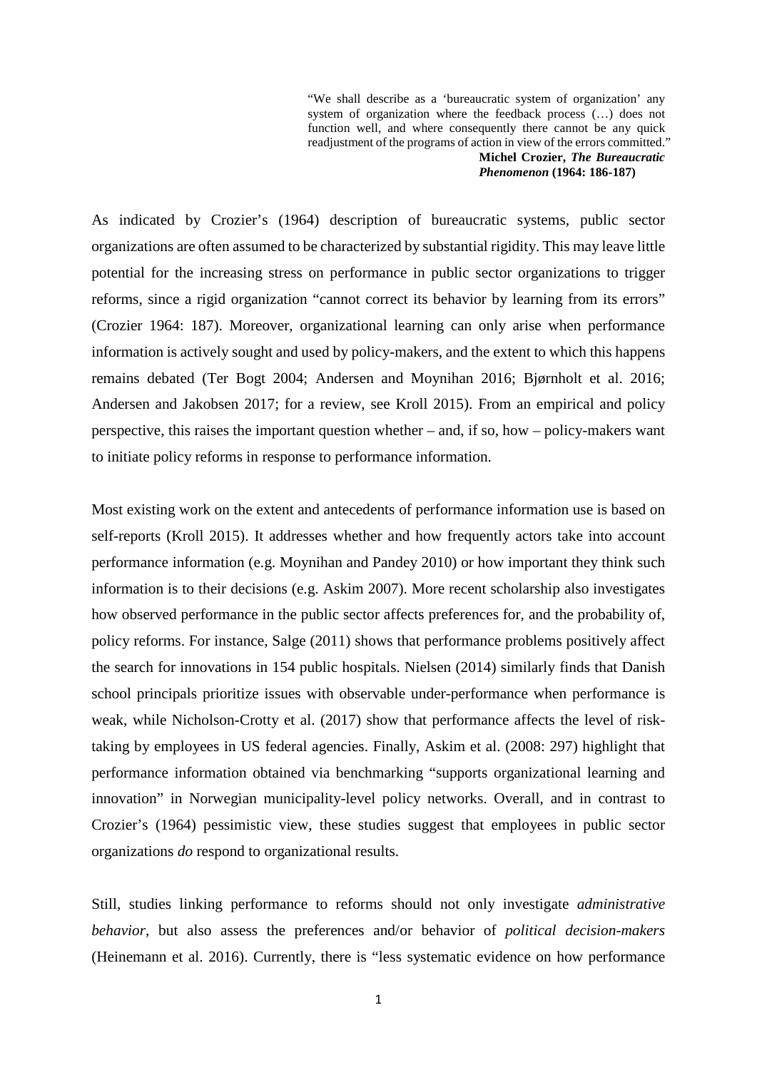> "We shall describe as a 'bureaucratic system of organization' any system of organization where the feedback process (…) does not function well, and where consequently there cannot be any quick readjustment of the programs of action in view of the errors committed."
>
> **Michel Crozier, *The Bureaucratic Phenomenon* (1964: 186-187)**

As indicated by Crozier's (1964) description of bureaucratic systems, public sector organizations are often assumed to be characterized by substantial rigidity. This may leave little potential for the increasing stress on performance in public sector organizations to trigger reforms, since a rigid organization "cannot correct its behavior by learning from its errors" (Crozier 1964: 187). Moreover, organizational learning can only arise when performance information is actively sought and used by policy-makers, and the extent to which this happens remains debated (Ter Bogt 2004; Andersen and Moynihan 2016; Bjørnholt et al. 2016; Andersen and Jakobsen 2017; for a review, see Kroll 2015). From an empirical and policy perspective, this raises the important question whether – and, if so, how – policy-makers want to initiate policy reforms in response to performance information.

Most existing work on the extent and antecedents of performance information use is based on self-reports (Kroll 2015). It addresses whether and how frequently actors take into account performance information (e.g. Moynihan and Pandey 2010) or how important they think such information is to their decisions (e.g. Askim 2007). More recent scholarship also investigates how observed performance in the public sector affects preferences for, and the probability of, policy reforms. For instance, Salge (2011) shows that performance problems positively affect the search for innovations in 154 public hospitals. Nielsen (2014) similarly finds that Danish school principals prioritize issues with observable under-performance when performance is weak, while Nicholson-Crotty et al. (2017) show that performance affects the level of risk-taking by employees in US federal agencies. Finally, Askim et al. (2008: 297) highlight that performance information obtained via benchmarking "supports organizational learning and innovation" in Norwegian municipality-level policy networks. Overall, and in contrast to Crozier's (1964) pessimistic view, these studies suggest that employees in public sector organizations *do* respond to organizational results.

Still, studies linking performance to reforms should not only investigate *administrative behavior*, but also assess the preferences and/or behavior of *political decision-makers* (Heinemann et al. 2016). Currently, there is "less systematic evidence on how performance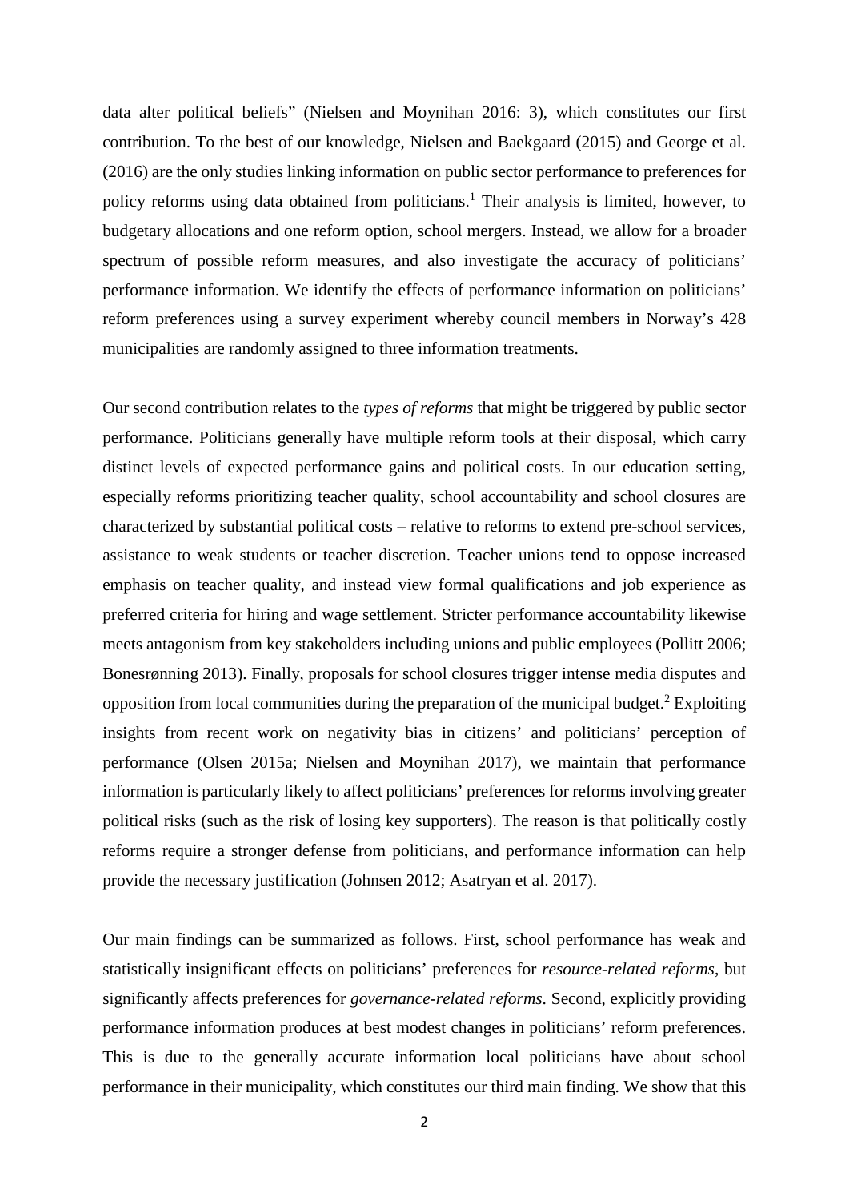data alter political beliefs" (Nielsen and Moynihan 2016: 3), which constitutes our first contribution. To the best of our knowledge, Nielsen and Baekgaard (2015) and George et al. (2016) are the only studies linking information on public sector performance to preferences for policy reforms using data obtained from politicians.[1] Their analysis is limited, however, to budgetary allocations and one reform option, school mergers. Instead, we allow for a broader spectrum of possible reform measures, and also investigate the accuracy of politicians' performance information. We identify the effects of performance information on politicians' reform preferences using a survey experiment whereby council members in Norway's 428 municipalities are randomly assigned to three information treatments.

Our second contribution relates to the *types of reforms* that might be triggered by public sector performance. Politicians generally have multiple reform tools at their disposal, which carry distinct levels of expected performance gains and political costs. In our education setting, especially reforms prioritizing teacher quality, school accountability and school closures are characterized by substantial political costs – relative to reforms to extend pre-school services, assistance to weak students or teacher discretion. Teacher unions tend to oppose increased emphasis on teacher quality, and instead view formal qualifications and job experience as preferred criteria for hiring and wage settlement. Stricter performance accountability likewise meets antagonism from key stakeholders including unions and public employees (Pollitt 2006; Bonesrønning 2013). Finally, proposals for school closures trigger intense media disputes and opposition from local communities during the preparation of the municipal budget.[2] Exploiting insights from recent work on negativity bias in citizens' and politicians' perception of performance (Olsen 2015a; Nielsen and Moynihan 2017), we maintain that performance information is particularly likely to affect politicians' preferences for reforms involving greater political risks (such as the risk of losing key supporters). The reason is that politically costly reforms require a stronger defense from politicians, and performance information can help provide the necessary justification (Johnsen 2012; Asatryan et al. 2017).

Our main findings can be summarized as follows. First, school performance has weak and statistically insignificant effects on politicians' preferences for *resource-related reforms*, but significantly affects preferences for *governance-related reforms*. Second, explicitly providing performance information produces at best modest changes in politicians' reform preferences. This is due to the generally accurate information local politicians have about school performance in their municipality, which constitutes our third main finding. We show that this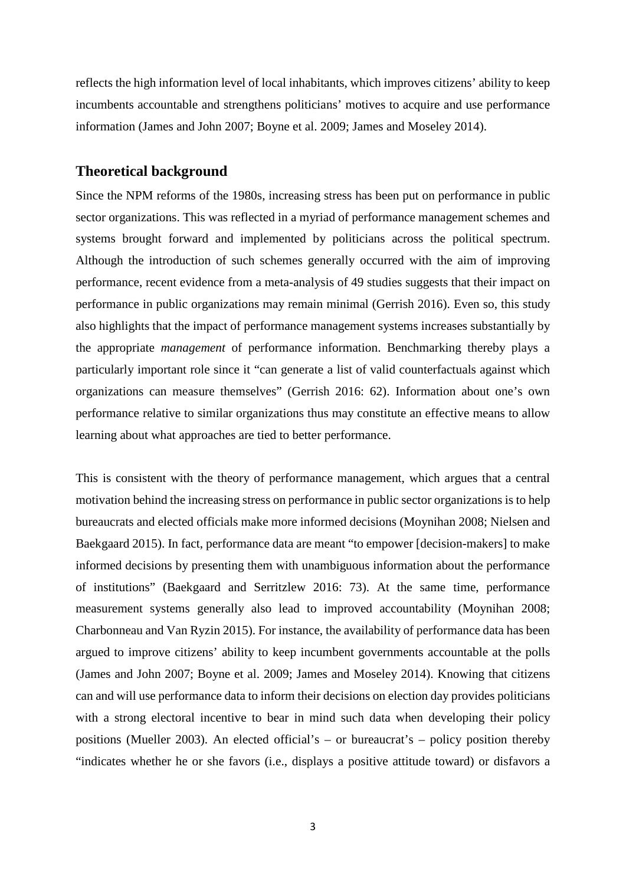reflects the high information level of local inhabitants, which improves citizens' ability to keep incumbents accountable and strengthens politicians' motives to acquire and use performance information (James and John 2007; Boyne et al. 2009; James and Moseley 2014).

## Theoretical background

Since the NPM reforms of the 1980s, increasing stress has been put on performance in public sector organizations. This was reflected in a myriad of performance management schemes and systems brought forward and implemented by politicians across the political spectrum. Although the introduction of such schemes generally occurred with the aim of improving performance, recent evidence from a meta-analysis of 49 studies suggests that their impact on performance in public organizations may remain minimal (Gerrish 2016). Even so, this study also highlights that the impact of performance management systems increases substantially by the appropriate *management* of performance information. Benchmarking thereby plays a particularly important role since it "can generate a list of valid counterfactuals against which organizations can measure themselves" (Gerrish 2016: 62). Information about one's own performance relative to similar organizations thus may constitute an effective means to allow learning about what approaches are tied to better performance.

This is consistent with the theory of performance management, which argues that a central motivation behind the increasing stress on performance in public sector organizations is to help bureaucrats and elected officials make more informed decisions (Moynihan 2008; Nielsen and Baekgaard 2015). In fact, performance data are meant "to empower [decision-makers] to make informed decisions by presenting them with unambiguous information about the performance of institutions" (Baekgaard and Serritzlew 2016: 73). At the same time, performance measurement systems generally also lead to improved accountability (Moynihan 2008; Charbonneau and Van Ryzin 2015). For instance, the availability of performance data has been argued to improve citizens' ability to keep incumbent governments accountable at the polls (James and John 2007; Boyne et al. 2009; James and Moseley 2014). Knowing that citizens can and will use performance data to inform their decisions on election day provides politicians with a strong electoral incentive to bear in mind such data when developing their policy positions (Mueller 2003). An elected official's – or bureaucrat's – policy position thereby "indicates whether he or she favors (i.e., displays a positive attitude toward) or disfavors a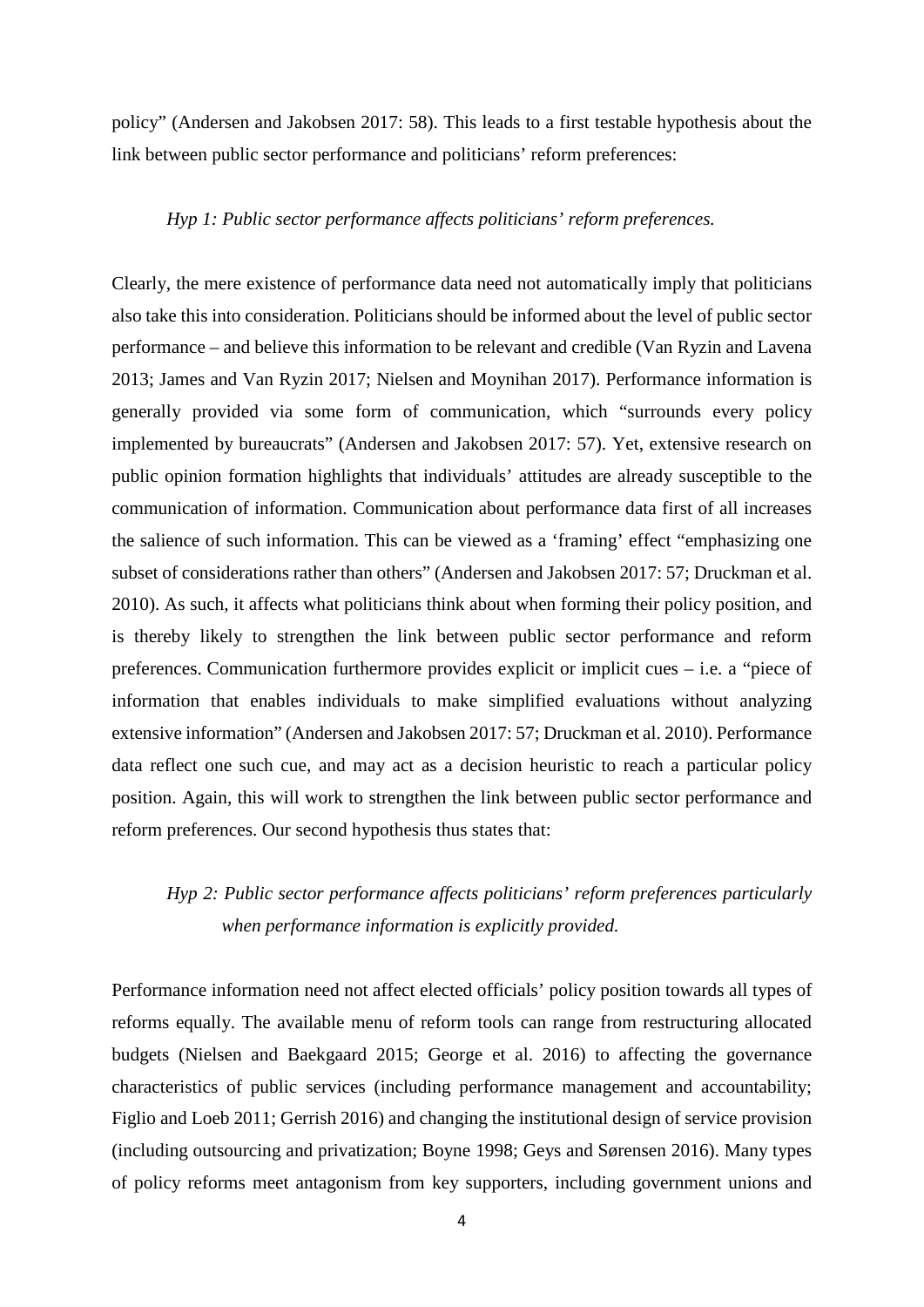policy" (Andersen and Jakobsen 2017: 58). This leads to a first testable hypothesis about the link between public sector performance and politicians' reform preferences:

*Hyp 1: Public sector performance affects politicians' reform preferences.*

Clearly, the mere existence of performance data need not automatically imply that politicians also take this into consideration. Politicians should be informed about the level of public sector performance – and believe this information to be relevant and credible (Van Ryzin and Lavena 2013; James and Van Ryzin 2017; Nielsen and Moynihan 2017). Performance information is generally provided via some form of communication, which "surrounds every policy implemented by bureaucrats" (Andersen and Jakobsen 2017: 57). Yet, extensive research on public opinion formation highlights that individuals' attitudes are already susceptible to the communication of information. Communication about performance data first of all increases the salience of such information. This can be viewed as a 'framing' effect "emphasizing one subset of considerations rather than others" (Andersen and Jakobsen 2017: 57; Druckman et al. 2010). As such, it affects what politicians think about when forming their policy position, and is thereby likely to strengthen the link between public sector performance and reform preferences. Communication furthermore provides explicit or implicit cues – i.e. a "piece of information that enables individuals to make simplified evaluations without analyzing extensive information" (Andersen and Jakobsen 2017: 57; Druckman et al. 2010). Performance data reflect one such cue, and may act as a decision heuristic to reach a particular policy position. Again, this will work to strengthen the link between public sector performance and reform preferences. Our second hypothesis thus states that:

*Hyp 2: Public sector performance affects politicians' reform preferences particularly when performance information is explicitly provided.*

Performance information need not affect elected officials' policy position towards all types of reforms equally. The available menu of reform tools can range from restructuring allocated budgets (Nielsen and Baekgaard 2015; George et al. 2016) to affecting the governance characteristics of public services (including performance management and accountability; Figlio and Loeb 2011; Gerrish 2016) and changing the institutional design of service provision (including outsourcing and privatization; Boyne 1998; Geys and Sørensen 2016). Many types of policy reforms meet antagonism from key supporters, including government unions and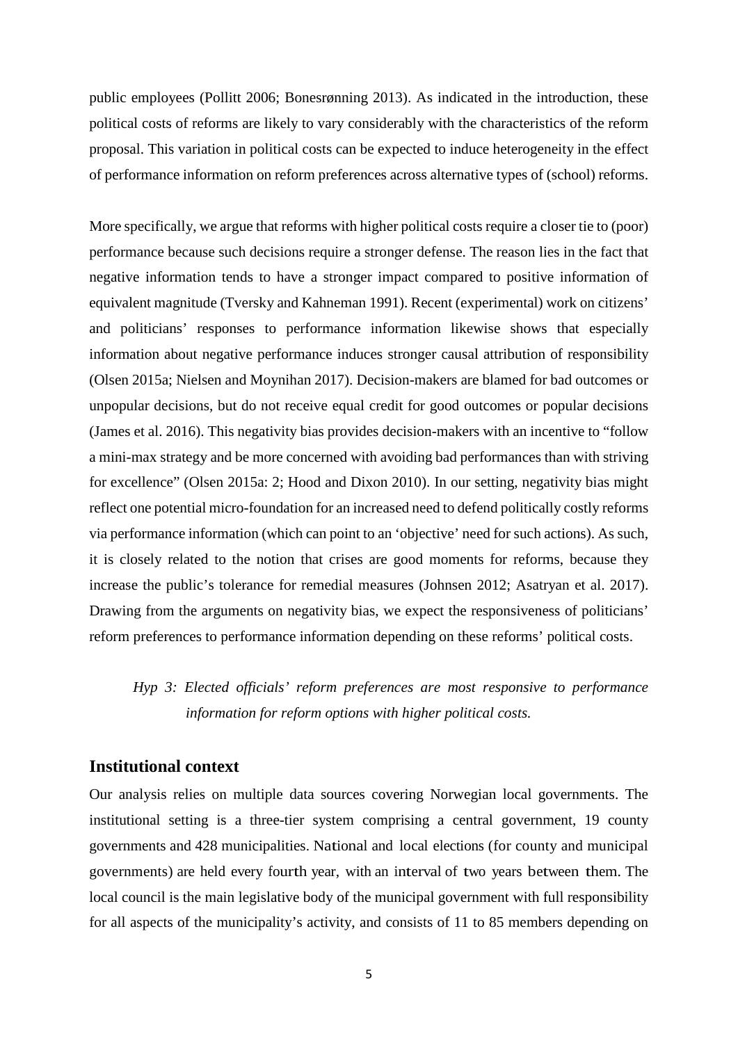public employees (Pollitt 2006; Bonesrønning 2013). As indicated in the introduction, these political costs of reforms are likely to vary considerably with the characteristics of the reform proposal. This variation in political costs can be expected to induce heterogeneity in the effect of performance information on reform preferences across alternative types of (school) reforms.

More specifically, we argue that reforms with higher political costs require a closer tie to (poor) performance because such decisions require a stronger defense. The reason lies in the fact that negative information tends to have a stronger impact compared to positive information of equivalent magnitude (Tversky and Kahneman 1991). Recent (experimental) work on citizens' and politicians' responses to performance information likewise shows that especially information about negative performance induces stronger causal attribution of responsibility (Olsen 2015a; Nielsen and Moynihan 2017). Decision-makers are blamed for bad outcomes or unpopular decisions, but do not receive equal credit for good outcomes or popular decisions (James et al. 2016). This negativity bias provides decision-makers with an incentive to "follow a mini-max strategy and be more concerned with avoiding bad performances than with striving for excellence" (Olsen 2015a: 2; Hood and Dixon 2010). In our setting, negativity bias might reflect one potential micro-foundation for an increased need to defend politically costly reforms via performance information (which can point to an 'objective' need for such actions). As such, it is closely related to the notion that crises are good moments for reforms, because they increase the public's tolerance for remedial measures (Johnsen 2012; Asatryan et al. 2017). Drawing from the arguments on negativity bias, we expect the responsiveness of politicians' reform preferences to performance information depending on these reforms' political costs.

> *Hyp 3: Elected officials' reform preferences are most responsive to performance information for reform options with higher political costs.*

## Institutional context

Our analysis relies on multiple data sources covering Norwegian local governments. The institutional setting is a three-tier system comprising a central government, 19 county governments and 428 municipalities. National and local elections (for county and municipal governments) are held every fourth year, with an interval of two years between them. The local council is the main legislative body of the municipal government with full responsibility for all aspects of the municipality's activity, and consists of 11 to 85 members depending on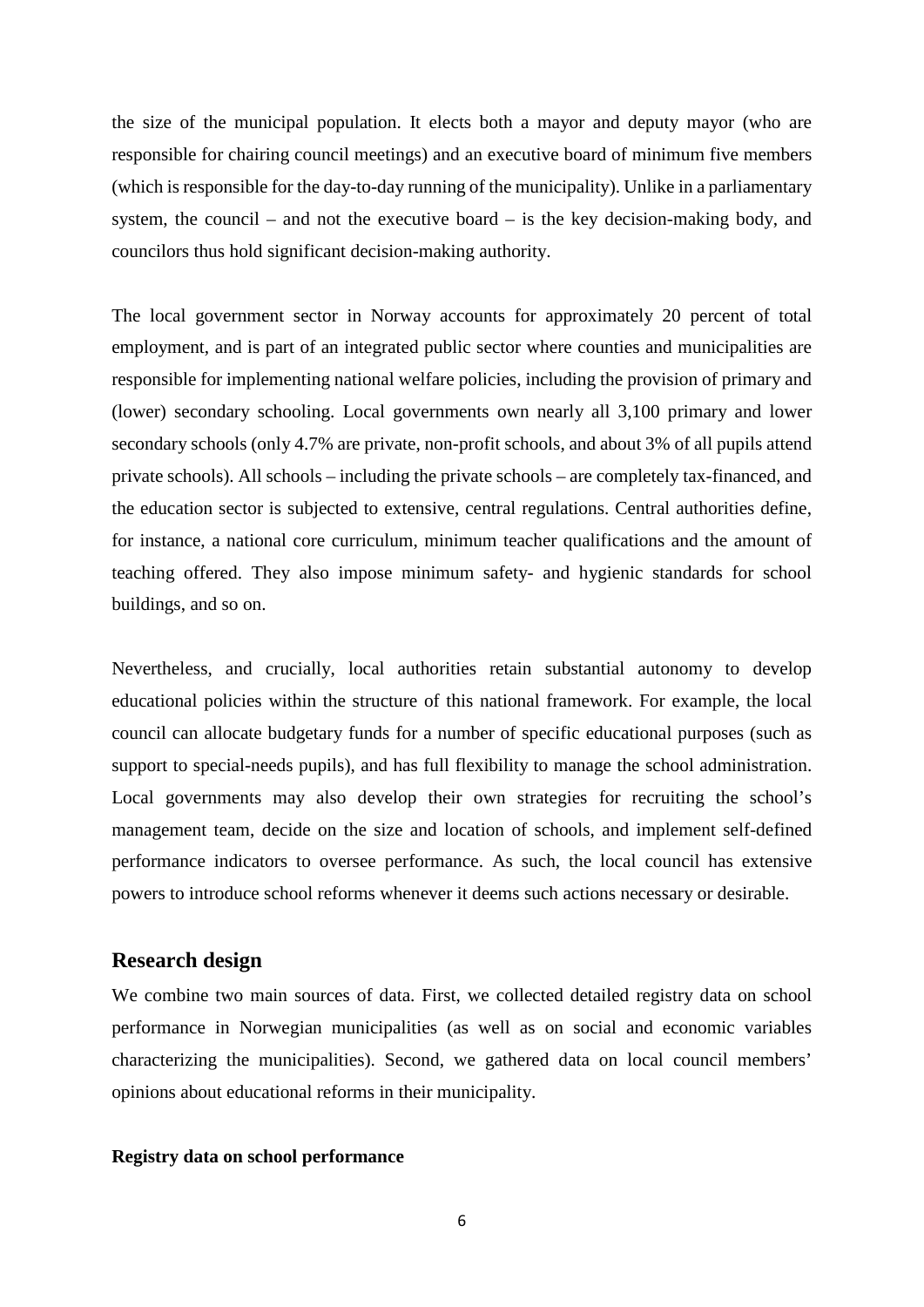the size of the municipal population. It elects both a mayor and deputy mayor (who are responsible for chairing council meetings) and an executive board of minimum five members (which is responsible for the day-to-day running of the municipality). Unlike in a parliamentary system, the council – and not the executive board – is the key decision-making body, and councilors thus hold significant decision-making authority.

The local government sector in Norway accounts for approximately 20 percent of total employment, and is part of an integrated public sector where counties and municipalities are responsible for implementing national welfare policies, including the provision of primary and (lower) secondary schooling. Local governments own nearly all 3,100 primary and lower secondary schools (only 4.7% are private, non-profit schools, and about 3% of all pupils attend private schools). All schools – including the private schools – are completely tax-financed, and the education sector is subjected to extensive, central regulations. Central authorities define, for instance, a national core curriculum, minimum teacher qualifications and the amount of teaching offered. They also impose minimum safety- and hygienic standards for school buildings, and so on.

Nevertheless, and crucially, local authorities retain substantial autonomy to develop educational policies within the structure of this national framework. For example, the local council can allocate budgetary funds for a number of specific educational purposes (such as support to special-needs pupils), and has full flexibility to manage the school administration. Local governments may also develop their own strategies for recruiting the school's management team, decide on the size and location of schools, and implement self-defined performance indicators to oversee performance. As such, the local council has extensive powers to introduce school reforms whenever it deems such actions necessary or desirable.

## Research design

We combine two main sources of data. First, we collected detailed registry data on school performance in Norwegian municipalities (as well as on social and economic variables characterizing the municipalities). Second, we gathered data on local council members' opinions about educational reforms in their municipality.

### Registry data on school performance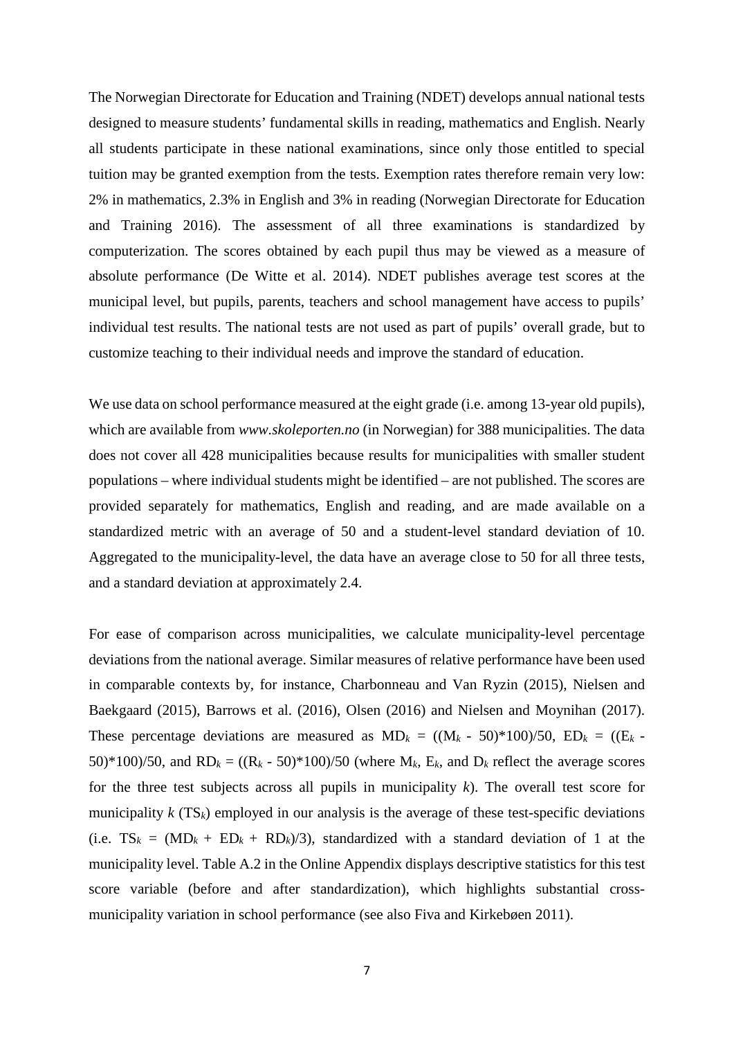The Norwegian Directorate for Education and Training (NDET) develops annual national tests designed to measure students' fundamental skills in reading, mathematics and English. Nearly all students participate in these national examinations, since only those entitled to special tuition may be granted exemption from the tests. Exemption rates therefore remain very low: 2% in mathematics, 2.3% in English and 3% in reading (Norwegian Directorate for Education and Training 2016). The assessment of all three examinations is standardized by computerization. The scores obtained by each pupil thus may be viewed as a measure of absolute performance (De Witte et al. 2014). NDET publishes average test scores at the municipal level, but pupils, parents, teachers and school management have access to pupils' individual test results. The national tests are not used as part of pupils' overall grade, but to customize teaching to their individual needs and improve the standard of education.

We use data on school performance measured at the eight grade (i.e. among 13-year old pupils), which are available from *www.skoleporten.no* (in Norwegian) for 388 municipalities. The data does not cover all 428 municipalities because results for municipalities with smaller student populations – where individual students might be identified – are not published. The scores are provided separately for mathematics, English and reading, and are made available on a standardized metric with an average of 50 and a student-level standard deviation of 10. Aggregated to the municipality-level, the data have an average close to 50 for all three tests, and a standard deviation at approximately 2.4.

For ease of comparison across municipalities, we calculate municipality-level percentage deviations from the national average. Similar measures of relative performance have been used in comparable contexts by, for instance, Charbonneau and Van Ryzin (2015), Nielsen and Baekgaard (2015), Barrows et al. (2016), Olsen (2016) and Nielsen and Moynihan (2017). These percentage deviations are measured as $MD_k = ((M_k - 50)*100)/50$, $ED_k = ((E_k - 50)*100)/50$, and $RD_k = ((R_k - 50)*100)/50$ (where $M_k$, $E_k$, and $D_k$ reflect the average scores for the three test subjects across all pupils in municipality $k$). The overall test score for municipality $k$ ($TS_k$) employed in our analysis is the average of these test-specific deviations (i.e. $TS_k = (MD_k + ED_k + RD_k)/3$), standardized with a standard deviation of 1 at the municipality level. Table A.2 in the Online Appendix displays descriptive statistics for this test score variable (before and after standardization), which highlights substantial cross-municipality variation in school performance (see also Fiva and Kirkebøen 2011).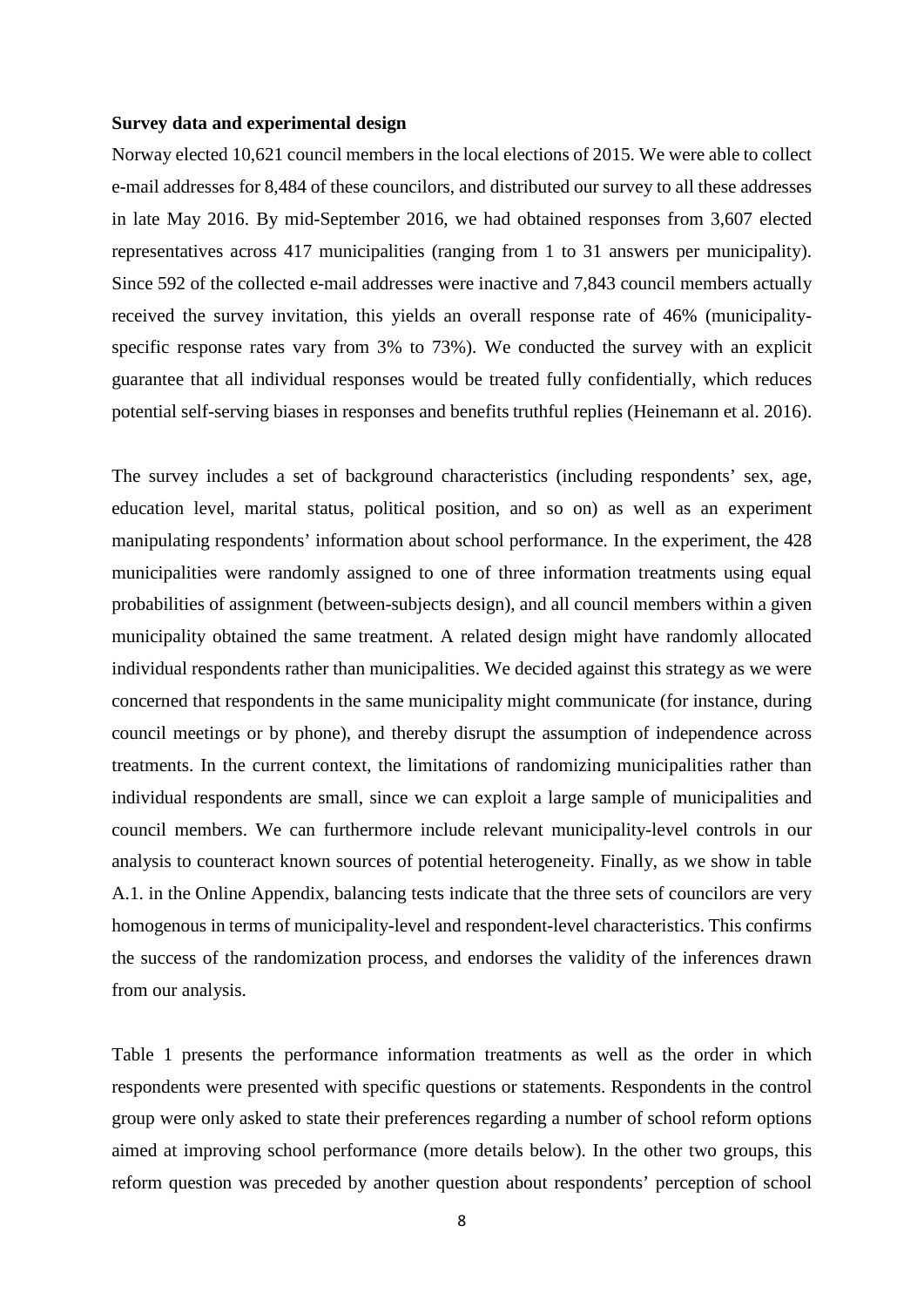**Survey data and experimental design**

Norway elected 10,621 council members in the local elections of 2015. We were able to collect e-mail addresses for 8,484 of these councilors, and distributed our survey to all these addresses in late May 2016. By mid-September 2016, we had obtained responses from 3,607 elected representatives across 417 municipalities (ranging from 1 to 31 answers per municipality). Since 592 of the collected e-mail addresses were inactive and 7,843 council members actually received the survey invitation, this yields an overall response rate of 46% (municipality-specific response rates vary from 3% to 73%). We conducted the survey with an explicit guarantee that all individual responses would be treated fully confidentially, which reduces potential self-serving biases in responses and benefits truthful replies (Heinemann et al. 2016).

The survey includes a set of background characteristics (including respondents' sex, age, education level, marital status, political position, and so on) as well as an experiment manipulating respondents' information about school performance. In the experiment, the 428 municipalities were randomly assigned to one of three information treatments using equal probabilities of assignment (between-subjects design), and all council members within a given municipality obtained the same treatment. A related design might have randomly allocated individual respondents rather than municipalities. We decided against this strategy as we were concerned that respondents in the same municipality might communicate (for instance, during council meetings or by phone), and thereby disrupt the assumption of independence across treatments. In the current context, the limitations of randomizing municipalities rather than individual respondents are small, since we can exploit a large sample of municipalities and council members. We can furthermore include relevant municipality-level controls in our analysis to counteract known sources of potential heterogeneity. Finally, as we show in table A.1. in the Online Appendix, balancing tests indicate that the three sets of councilors are very homogenous in terms of municipality-level and respondent-level characteristics. This confirms the success of the randomization process, and endorses the validity of the inferences drawn from our analysis.

Table 1 presents the performance information treatments as well as the order in which respondents were presented with specific questions or statements. Respondents in the control group were only asked to state their preferences regarding a number of school reform options aimed at improving school performance (more details below). In the other two groups, this reform question was preceded by another question about respondents' perception of school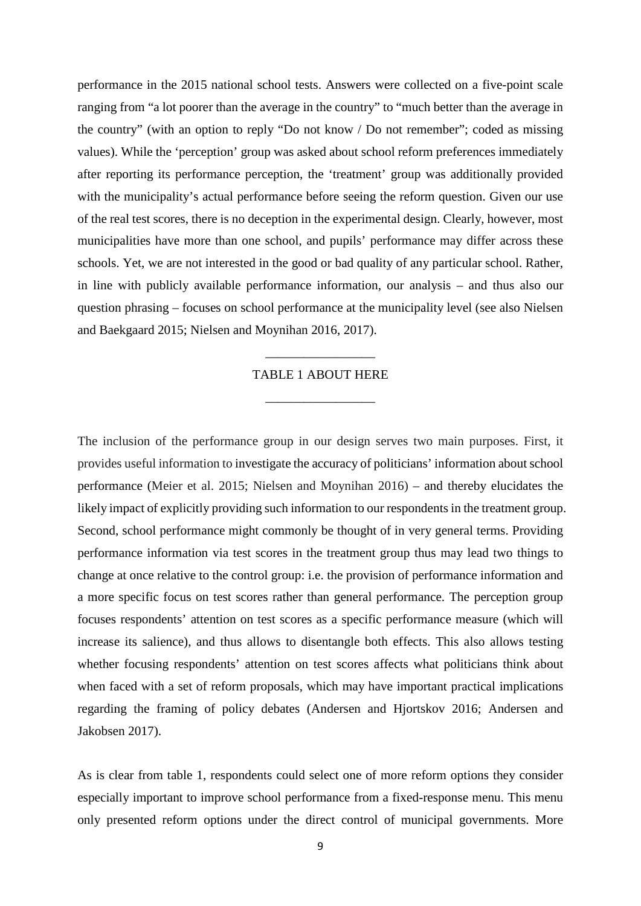performance in the 2015 national school tests. Answers were collected on a five-point scale ranging from "a lot poorer than the average in the country" to "much better than the average in the country" (with an option to reply "Do not know / Do not remember"; coded as missing values). While the 'perception' group was asked about school reform preferences immediately after reporting its performance perception, the 'treatment' group was additionally provided with the municipality's actual performance before seeing the reform question. Given our use of the real test scores, there is no deception in the experimental design. Clearly, however, most municipalities have more than one school, and pupils' performance may differ across these schools. Yet, we are not interested in the good or bad quality of any particular school. Rather, in line with publicly available performance information, our analysis – and thus also our question phrasing – focuses on school performance at the municipality level (see also Nielsen and Baekgaard 2015; Nielsen and Moynihan 2016, 2017).

---

TABLE 1 ABOUT HERE

---

The inclusion of the performance group in our design serves two main purposes. First, it provides useful information to investigate the accuracy of politicians' information about school performance (Meier et al. 2015; Nielsen and Moynihan 2016) – and thereby elucidates the likely impact of explicitly providing such information to our respondents in the treatment group. Second, school performance might commonly be thought of in very general terms. Providing performance information via test scores in the treatment group thus may lead two things to change at once relative to the control group: i.e. the provision of performance information and a more specific focus on test scores rather than general performance. The perception group focuses respondents' attention on test scores as a specific performance measure (which will increase its salience), and thus allows to disentangle both effects. This also allows testing whether focusing respondents' attention on test scores affects what politicians think about when faced with a set of reform proposals, which may have important practical implications regarding the framing of policy debates (Andersen and Hjortskov 2016; Andersen and Jakobsen 2017).

As is clear from table 1, respondents could select one of more reform options they consider especially important to improve school performance from a fixed-response menu. This menu only presented reform options under the direct control of municipal governments. More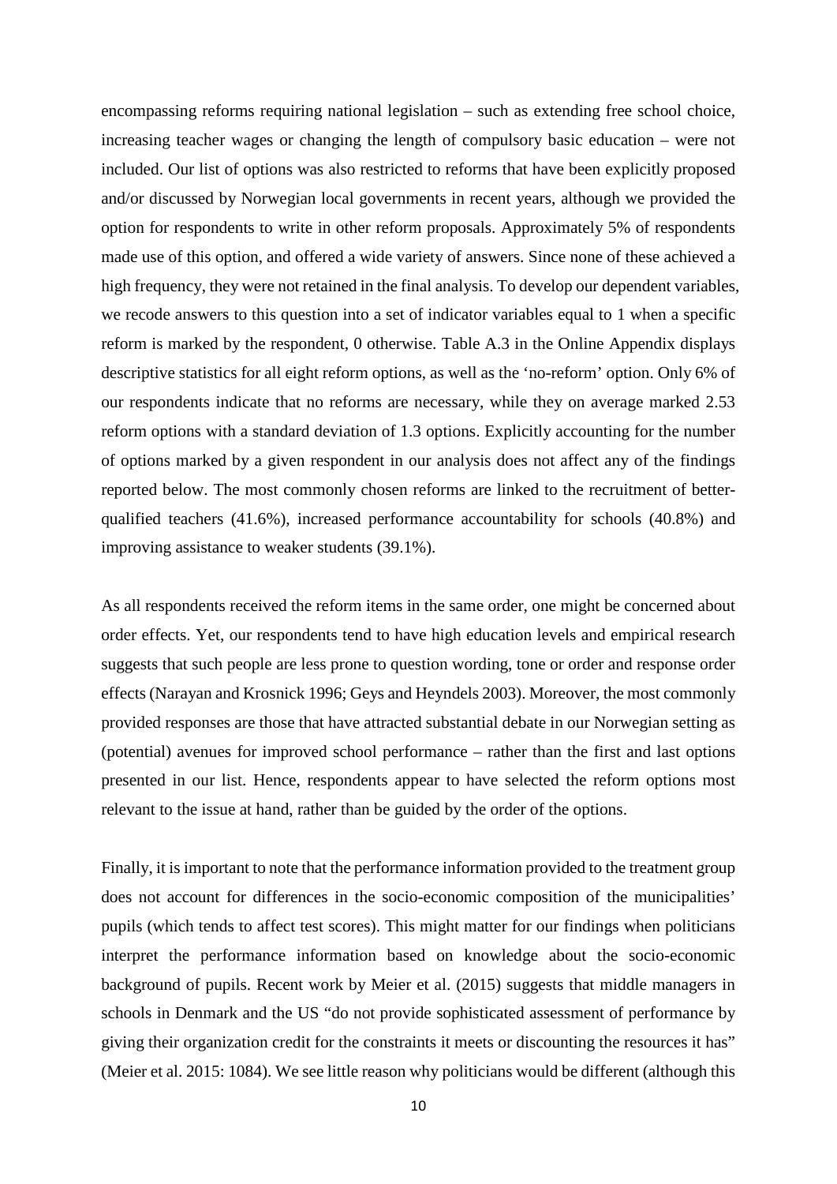encompassing reforms requiring national legislation – such as extending free school choice, increasing teacher wages or changing the length of compulsory basic education – were not included. Our list of options was also restricted to reforms that have been explicitly proposed and/or discussed by Norwegian local governments in recent years, although we provided the option for respondents to write in other reform proposals. Approximately 5% of respondents made use of this option, and offered a wide variety of answers. Since none of these achieved a high frequency, they were not retained in the final analysis. To develop our dependent variables, we recode answers to this question into a set of indicator variables equal to 1 when a specific reform is marked by the respondent, 0 otherwise. Table A.3 in the Online Appendix displays descriptive statistics for all eight reform options, as well as the 'no-reform' option. Only 6% of our respondents indicate that no reforms are necessary, while they on average marked 2.53 reform options with a standard deviation of 1.3 options. Explicitly accounting for the number of options marked by a given respondent in our analysis does not affect any of the findings reported below. The most commonly chosen reforms are linked to the recruitment of better-qualified teachers (41.6%), increased performance accountability for schools (40.8%) and improving assistance to weaker students (39.1%).

As all respondents received the reform items in the same order, one might be concerned about order effects. Yet, our respondents tend to have high education levels and empirical research suggests that such people are less prone to question wording, tone or order and response order effects (Narayan and Krosnick 1996; Geys and Heyndels 2003). Moreover, the most commonly provided responses are those that have attracted substantial debate in our Norwegian setting as (potential) avenues for improved school performance – rather than the first and last options presented in our list. Hence, respondents appear to have selected the reform options most relevant to the issue at hand, rather than be guided by the order of the options.

Finally, it is important to note that the performance information provided to the treatment group does not account for differences in the socio-economic composition of the municipalities' pupils (which tends to affect test scores). This might matter for our findings when politicians interpret the performance information based on knowledge about the socio-economic background of pupils. Recent work by Meier et al. (2015) suggests that middle managers in schools in Denmark and the US "do not provide sophisticated assessment of performance by giving their organization credit for the constraints it meets or discounting the resources it has" (Meier et al. 2015: 1084). We see little reason why politicians would be different (although this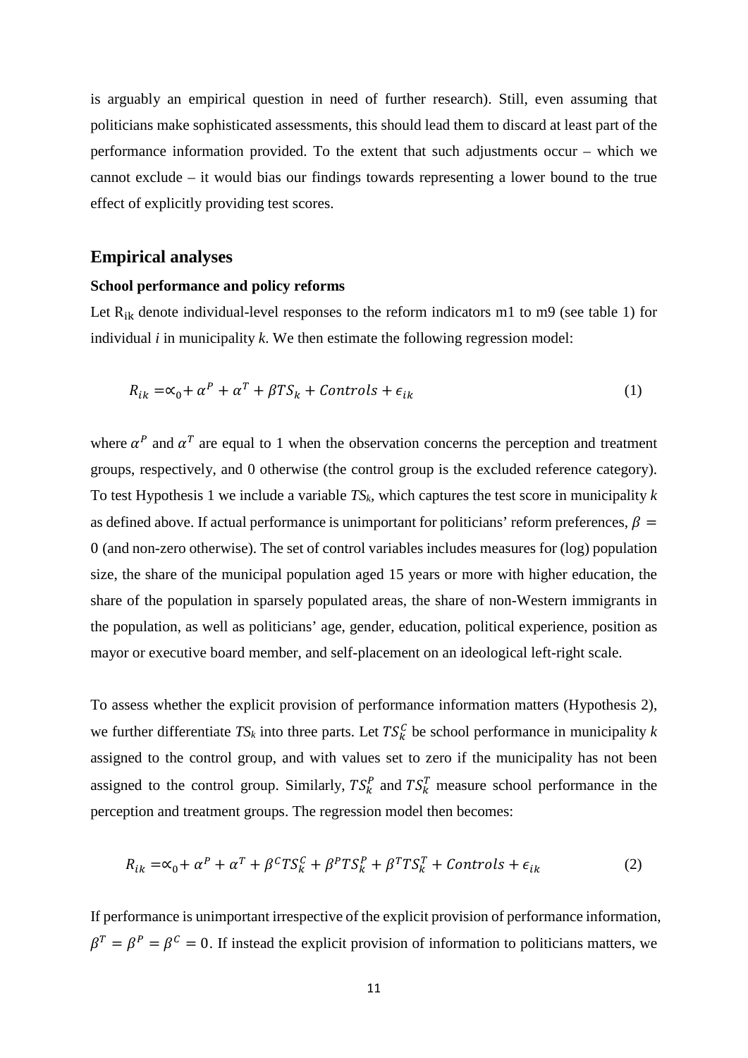is arguably an empirical question in need of further research). Still, even assuming that politicians make sophisticated assessments, this should lead them to discard at least part of the performance information provided. To the extent that such adjustments occur – which we cannot exclude – it would bias our findings towards representing a lower bound to the true effect of explicitly providing test scores.

## Empirical analyses

### School performance and policy reforms

Let $R_{ik}$ denote individual-level responses to the reform indicators m1 to m9 (see table 1) for individual *i* in municipality *k*. We then estimate the following regression model:

$$R_{ik} = \propto_0 + \alpha^P + \alpha^T + \beta TS_k + Controls + \epsilon_{ik} \tag{1}$$

where $\alpha^P$ and $\alpha^T$ are equal to 1 when the observation concerns the perception and treatment groups, respectively, and 0 otherwise (the control group is the excluded reference category). To test Hypothesis 1 we include a variable $TS_k$, which captures the test score in municipality *k* as defined above. If actual performance is unimportant for politicians' reform preferences, $\beta = 0$ (and non-zero otherwise). The set of control variables includes measures for (log) population size, the share of the municipal population aged 15 years or more with higher education, the share of the population in sparsely populated areas, the share of non-Western immigrants in the population, as well as politicians' age, gender, education, political experience, position as mayor or executive board member, and self-placement on an ideological left-right scale.

To assess whether the explicit provision of performance information matters (Hypothesis 2), we further differentiate $TS_k$ into three parts. Let $TS_k^C$ be school performance in municipality *k* assigned to the control group, and with values set to zero if the municipality has not been assigned to the control group. Similarly, $TS_k^P$ and $TS_k^T$ measure school performance in the perception and treatment groups. The regression model then becomes:

$$R_{ik} = \propto_0 + \alpha^P + \alpha^T + \beta^C TS_k^C + \beta^P TS_k^P + \beta^T TS_k^T + Controls + \epsilon_{ik} \tag{2}$$

If performance is unimportant irrespective of the explicit provision of performance information, $\beta^T = \beta^P = \beta^C = 0$. If instead the explicit provision of information to politicians matters, we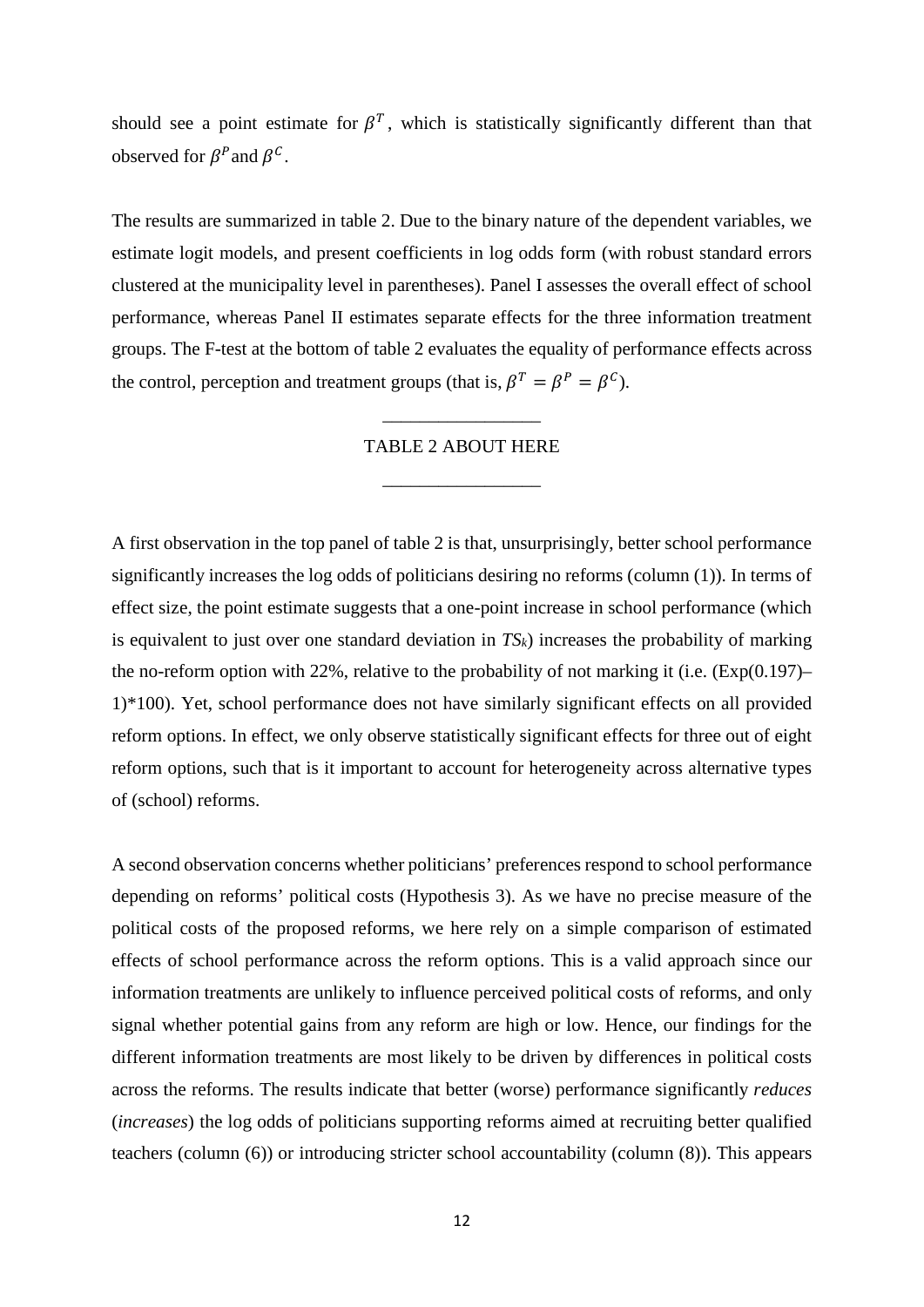should see a point estimate for $\beta^T$, which is statistically significantly different than that observed for $\beta^P$ and $\beta^C$.

The results are summarized in table 2. Due to the binary nature of the dependent variables, we estimate logit models, and present coefficients in log odds form (with robust standard errors clustered at the municipality level in parentheses). Panel I assesses the overall effect of school performance, whereas Panel II estimates separate effects for the three information treatment groups. The F-test at the bottom of table 2 evaluates the equality of performance effects across the control, perception and treatment groups (that is, $\beta^T = \beta^P = \beta^C$).

---

TABLE 2 ABOUT HERE

---

A first observation in the top panel of table 2 is that, unsurprisingly, better school performance significantly increases the log odds of politicians desiring no reforms (column (1)). In terms of effect size, the point estimate suggests that a one-point increase in school performance (which is equivalent to just over one standard deviation in $TS_k$) increases the probability of marking the no-reform option with 22%, relative to the probability of not marking it (i.e. (Exp(0.197)–1)*100). Yet, school performance does not have similarly significant effects on all provided reform options. In effect, we only observe statistically significant effects for three out of eight reform options, such that is it important to account for heterogeneity across alternative types of (school) reforms.

A second observation concerns whether politicians' preferences respond to school performance depending on reforms' political costs (Hypothesis 3). As we have no precise measure of the political costs of the proposed reforms, we here rely on a simple comparison of estimated effects of school performance across the reform options. This is a valid approach since our information treatments are unlikely to influence perceived political costs of reforms, and only signal whether potential gains from any reform are high or low. Hence, our findings for the different information treatments are most likely to be driven by differences in political costs across the reforms. The results indicate that better (worse) performance significantly *reduces* (*increases*) the log odds of politicians supporting reforms aimed at recruiting better qualified teachers (column (6)) or introducing stricter school accountability (column (8)). This appears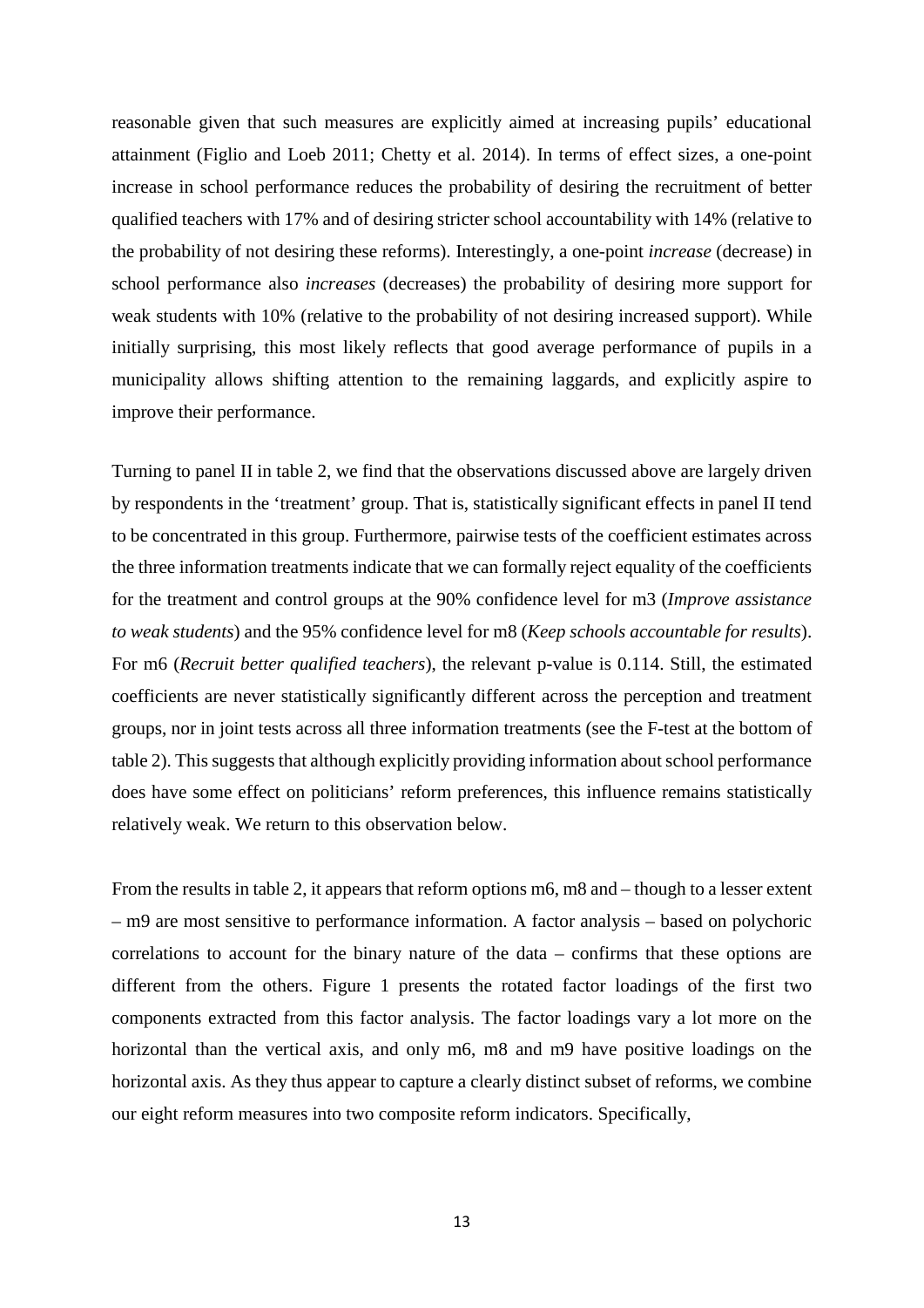reasonable given that such measures are explicitly aimed at increasing pupils' educational attainment (Figlio and Loeb 2011; Chetty et al. 2014). In terms of effect sizes, a one-point increase in school performance reduces the probability of desiring the recruitment of better qualified teachers with 17% and of desiring stricter school accountability with 14% (relative to the probability of not desiring these reforms). Interestingly, a one-point *increase* (decrease) in school performance also *increases* (decreases) the probability of desiring more support for weak students with 10% (relative to the probability of not desiring increased support). While initially surprising, this most likely reflects that good average performance of pupils in a municipality allows shifting attention to the remaining laggards, and explicitly aspire to improve their performance.

Turning to panel II in table 2, we find that the observations discussed above are largely driven by respondents in the 'treatment' group. That is, statistically significant effects in panel II tend to be concentrated in this group. Furthermore, pairwise tests of the coefficient estimates across the three information treatments indicate that we can formally reject equality of the coefficients for the treatment and control groups at the 90% confidence level for m3 (*Improve assistance to weak students*) and the 95% confidence level for m8 (*Keep schools accountable for results*). For m6 (*Recruit better qualified teachers*), the relevant p-value is 0.114. Still, the estimated coefficients are never statistically significantly different across the perception and treatment groups, nor in joint tests across all three information treatments (see the F-test at the bottom of table 2). This suggests that although explicitly providing information about school performance does have some effect on politicians' reform preferences, this influence remains statistically relatively weak. We return to this observation below.

From the results in table 2, it appears that reform options m6, m8 and – though to a lesser extent – m9 are most sensitive to performance information. A factor analysis – based on polychoric correlations to account for the binary nature of the data – confirms that these options are different from the others. Figure 1 presents the rotated factor loadings of the first two components extracted from this factor analysis. The factor loadings vary a lot more on the horizontal than the vertical axis, and only m6, m8 and m9 have positive loadings on the horizontal axis. As they thus appear to capture a clearly distinct subset of reforms, we combine our eight reform measures into two composite reform indicators. Specifically,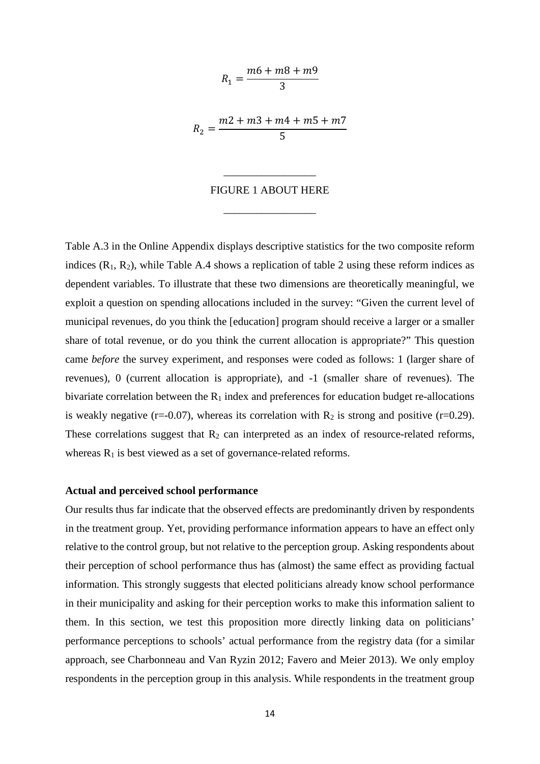$$R_1 = \frac{m6 + m8 + m9}{3}$$

$$R_2 = \frac{m2 + m3 + m4 + m5 + m7}{5}$$

\_\_\_\_\_\_\_\_\_\_\_\_\_\_\_\_\_

FIGURE 1 ABOUT HERE

\_\_\_\_\_\_\_\_\_\_\_\_\_\_\_\_\_

Table A.3 in the Online Appendix displays descriptive statistics for the two composite reform indices ($R_1$, $R_2$), while Table A.4 shows a replication of table 2 using these reform indices as dependent variables. To illustrate that these two dimensions are theoretically meaningful, we exploit a question on spending allocations included in the survey: "Given the current level of municipal revenues, do you think the [education] program should receive a larger or a smaller share of total revenue, or do you think the current allocation is appropriate?" This question came *before* the survey experiment, and responses were coded as follows: 1 (larger share of revenues), 0 (current allocation is appropriate), and -1 (smaller share of revenues). The bivariate correlation between the $R_1$ index and preferences for education budget re-allocations is weakly negative (r=-0.07), whereas its correlation with $R_2$ is strong and positive (r=0.29). These correlations suggest that $R_2$ can interpreted as an index of resource-related reforms, whereas $R_1$ is best viewed as a set of governance-related reforms.

**Actual and perceived school performance**

Our results thus far indicate that the observed effects are predominantly driven by respondents in the treatment group. Yet, providing performance information appears to have an effect only relative to the control group, but not relative to the perception group. Asking respondents about their perception of school performance thus has (almost) the same effect as providing factual information. This strongly suggests that elected politicians already know school performance in their municipality and asking for their perception works to make this information salient to them. In this section, we test this proposition more directly linking data on politicians' performance perceptions to schools' actual performance from the registry data (for a similar approach, see Charbonneau and Van Ryzin 2012; Favero and Meier 2013). We only employ respondents in the perception group in this analysis. While respondents in the treatment group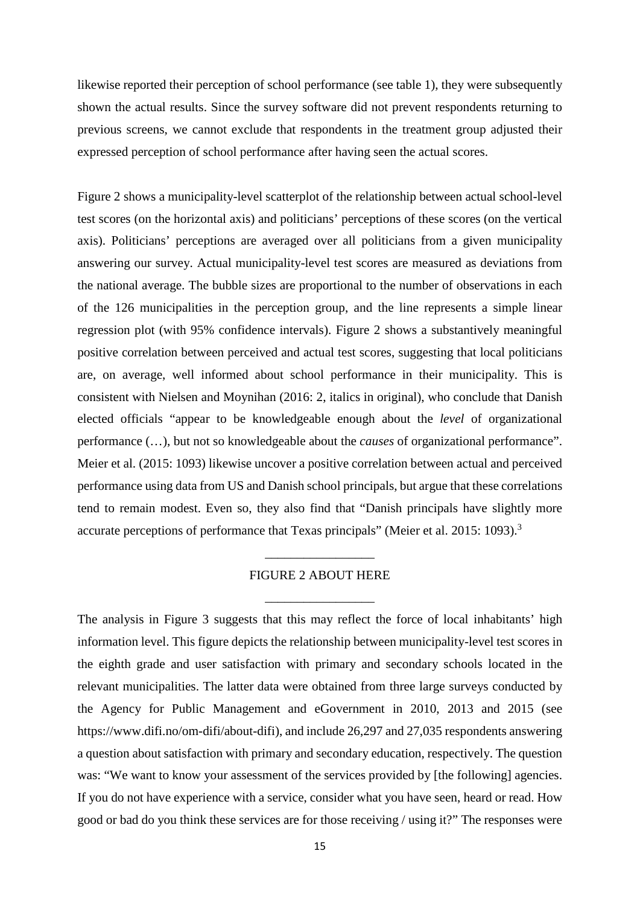likewise reported their perception of school performance (see table 1), they were subsequently shown the actual results. Since the survey software did not prevent respondents returning to previous screens, we cannot exclude that respondents in the treatment group adjusted their expressed perception of school performance after having seen the actual scores.

Figure 2 shows a municipality-level scatterplot of the relationship between actual school-level test scores (on the horizontal axis) and politicians' perceptions of these scores (on the vertical axis). Politicians' perceptions are averaged over all politicians from a given municipality answering our survey. Actual municipality-level test scores are measured as deviations from the national average. The bubble sizes are proportional to the number of observations in each of the 126 municipalities in the perception group, and the line represents a simple linear regression plot (with 95% confidence intervals). Figure 2 shows a substantively meaningful positive correlation between perceived and actual test scores, suggesting that local politicians are, on average, well informed about school performance in their municipality. This is consistent with Nielsen and Moynihan (2016: 2, italics in original), who conclude that Danish elected officials "appear to be knowledgeable enough about the *level* of organizational performance (…), but not so knowledgeable about the *causes* of organizational performance". Meier et al. (2015: 1093) likewise uncover a positive correlation between actual and perceived performance using data from US and Danish school principals, but argue that these correlations tend to remain modest. Even so, they also find that "Danish principals have slightly more accurate perceptions of performance that Texas principals" (Meier et al. 2015: 1093).[3]

FIGURE 2 ABOUT HERE

The analysis in Figure 3 suggests that this may reflect the force of local inhabitants' high information level. This figure depicts the relationship between municipality-level test scores in the eighth grade and user satisfaction with primary and secondary schools located in the relevant municipalities. The latter data were obtained from three large surveys conducted by the Agency for Public Management and eGovernment in 2010, 2013 and 2015 (see https://www.difi.no/om-difi/about-difi), and include 26,297 and 27,035 respondents answering a question about satisfaction with primary and secondary education, respectively. The question was: "We want to know your assessment of the services provided by [the following] agencies. If you do not have experience with a service, consider what you have seen, heard or read. How good or bad do you think these services are for those receiving / using it?" The responses were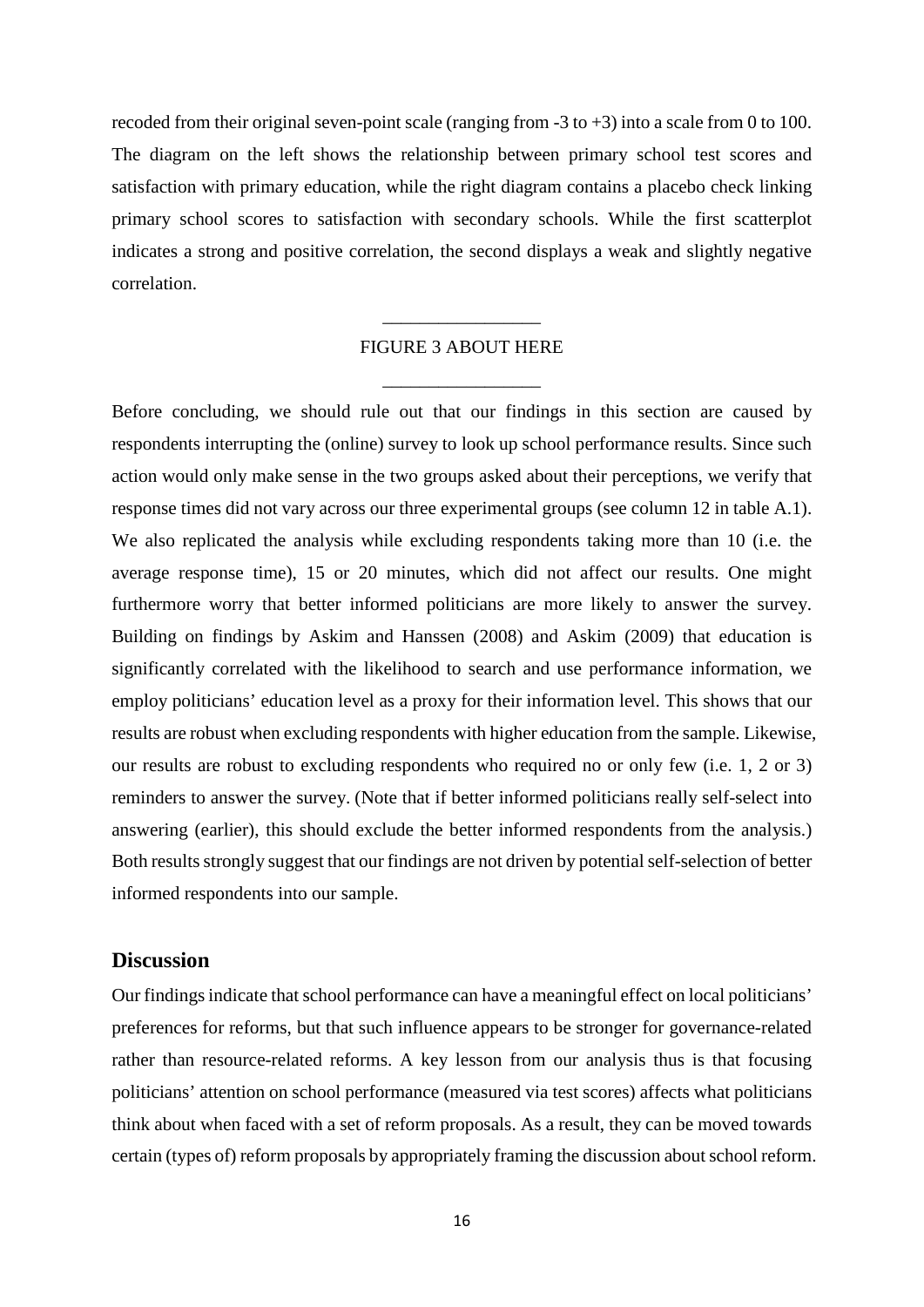recoded from their original seven-point scale (ranging from -3 to +3) into a scale from 0 to 100. The diagram on the left shows the relationship between primary school test scores and satisfaction with primary education, while the right diagram contains a placebo check linking primary school scores to satisfaction with secondary schools. While the first scatterplot indicates a strong and positive correlation, the second displays a weak and slightly negative correlation.

\_\_\_\_\_\_\_\_\_\_\_\_\_\_\_\_\_

FIGURE 3 ABOUT HERE

\_\_\_\_\_\_\_\_\_\_\_\_\_\_\_\_\_

Before concluding, we should rule out that our findings in this section are caused by respondents interrupting the (online) survey to look up school performance results. Since such action would only make sense in the two groups asked about their perceptions, we verify that response times did not vary across our three experimental groups (see column 12 in table A.1). We also replicated the analysis while excluding respondents taking more than 10 (i.e. the average response time), 15 or 20 minutes, which did not affect our results. One might furthermore worry that better informed politicians are more likely to answer the survey. Building on findings by Askim and Hanssen (2008) and Askim (2009) that education is significantly correlated with the likelihood to search and use performance information, we employ politicians' education level as a proxy for their information level. This shows that our results are robust when excluding respondents with higher education from the sample. Likewise, our results are robust to excluding respondents who required no or only few (i.e. 1, 2 or 3) reminders to answer the survey. (Note that if better informed politicians really self-select into answering (earlier), this should exclude the better informed respondents from the analysis.) Both results strongly suggest that our findings are not driven by potential self-selection of better informed respondents into our sample.

## Discussion

Our findings indicate that school performance can have a meaningful effect on local politicians' preferences for reforms, but that such influence appears to be stronger for governance-related rather than resource-related reforms. A key lesson from our analysis thus is that focusing politicians' attention on school performance (measured via test scores) affects what politicians think about when faced with a set of reform proposals. As a result, they can be moved towards certain (types of) reform proposals by appropriately framing the discussion about school reform.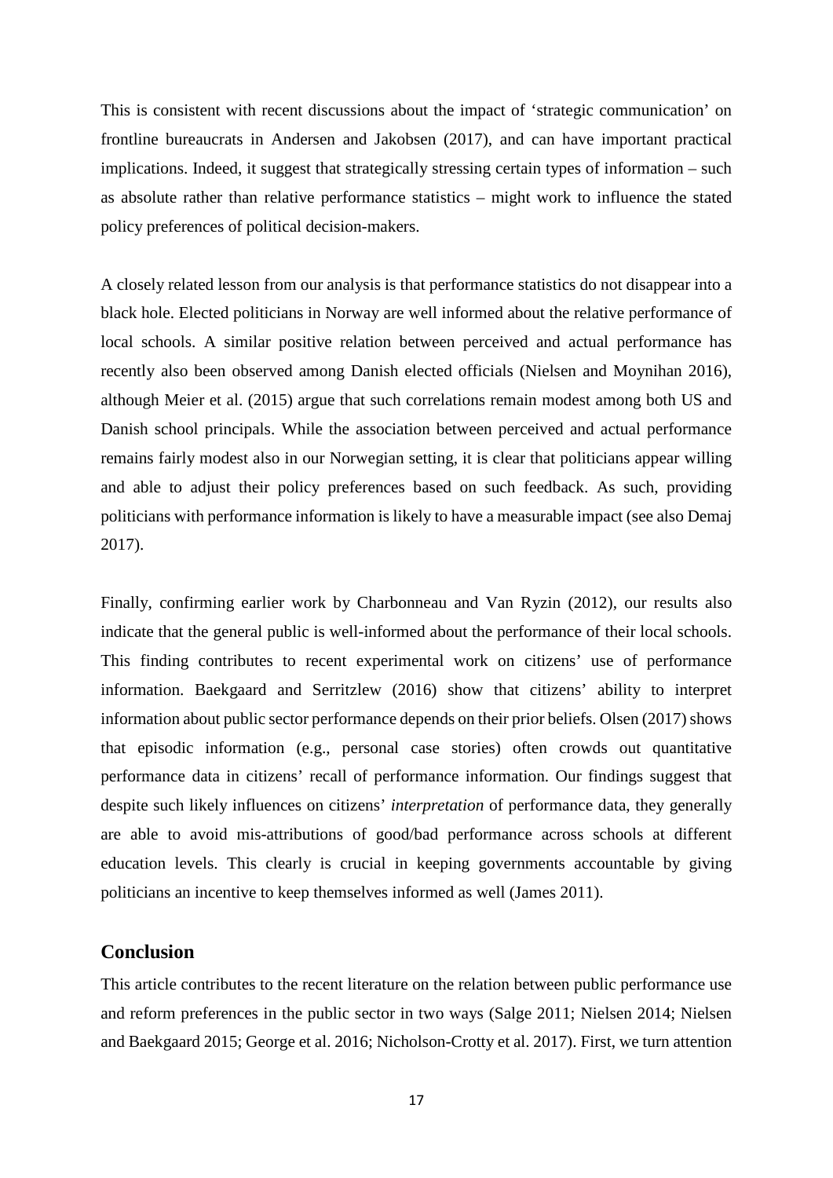This is consistent with recent discussions about the impact of 'strategic communication' on frontline bureaucrats in Andersen and Jakobsen (2017), and can have important practical implications. Indeed, it suggest that strategically stressing certain types of information – such as absolute rather than relative performance statistics – might work to influence the stated policy preferences of political decision-makers.

A closely related lesson from our analysis is that performance statistics do not disappear into a black hole. Elected politicians in Norway are well informed about the relative performance of local schools. A similar positive relation between perceived and actual performance has recently also been observed among Danish elected officials (Nielsen and Moynihan 2016), although Meier et al. (2015) argue that such correlations remain modest among both US and Danish school principals. While the association between perceived and actual performance remains fairly modest also in our Norwegian setting, it is clear that politicians appear willing and able to adjust their policy preferences based on such feedback. As such, providing politicians with performance information is likely to have a measurable impact (see also Demaj 2017).

Finally, confirming earlier work by Charbonneau and Van Ryzin (2012), our results also indicate that the general public is well-informed about the performance of their local schools. This finding contributes to recent experimental work on citizens' use of performance information. Baekgaard and Serritzlew (2016) show that citizens' ability to interpret information about public sector performance depends on their prior beliefs. Olsen (2017) shows that episodic information (e.g., personal case stories) often crowds out quantitative performance data in citizens' recall of performance information. Our findings suggest that despite such likely influences on citizens' *interpretation* of performance data, they generally are able to avoid mis-attributions of good/bad performance across schools at different education levels. This clearly is crucial in keeping governments accountable by giving politicians an incentive to keep themselves informed as well (James 2011).

## Conclusion

This article contributes to the recent literature on the relation between public performance use and reform preferences in the public sector in two ways (Salge 2011; Nielsen 2014; Nielsen and Baekgaard 2015; George et al. 2016; Nicholson-Crotty et al. 2017). First, we turn attention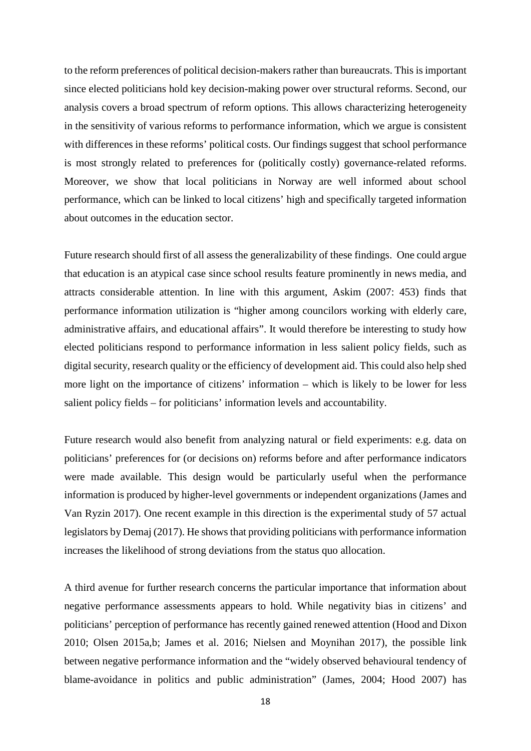to the reform preferences of political decision-makers rather than bureaucrats. This is important since elected politicians hold key decision-making power over structural reforms. Second, our analysis covers a broad spectrum of reform options. This allows characterizing heterogeneity in the sensitivity of various reforms to performance information, which we argue is consistent with differences in these reforms' political costs. Our findings suggest that school performance is most strongly related to preferences for (politically costly) governance-related reforms. Moreover, we show that local politicians in Norway are well informed about school performance, which can be linked to local citizens' high and specifically targeted information about outcomes in the education sector.

Future research should first of all assess the generalizability of these findings. One could argue that education is an atypical case since school results feature prominently in news media, and attracts considerable attention. In line with this argument, Askim (2007: 453) finds that performance information utilization is "higher among councilors working with elderly care, administrative affairs, and educational affairs". It would therefore be interesting to study how elected politicians respond to performance information in less salient policy fields, such as digital security, research quality or the efficiency of development aid. This could also help shed more light on the importance of citizens' information – which is likely to be lower for less salient policy fields – for politicians' information levels and accountability.

Future research would also benefit from analyzing natural or field experiments: e.g. data on politicians' preferences for (or decisions on) reforms before and after performance indicators were made available. This design would be particularly useful when the performance information is produced by higher-level governments or independent organizations (James and Van Ryzin 2017). One recent example in this direction is the experimental study of 57 actual legislators by Demaj (2017). He shows that providing politicians with performance information increases the likelihood of strong deviations from the status quo allocation.

A third avenue for further research concerns the particular importance that information about negative performance assessments appears to hold. While negativity bias in citizens' and politicians' perception of performance has recently gained renewed attention (Hood and Dixon 2010; Olsen 2015a,b; James et al. 2016; Nielsen and Moynihan 2017), the possible link between negative performance information and the "widely observed behavioural tendency of blame-avoidance in politics and public administration" (James, 2004; Hood 2007) has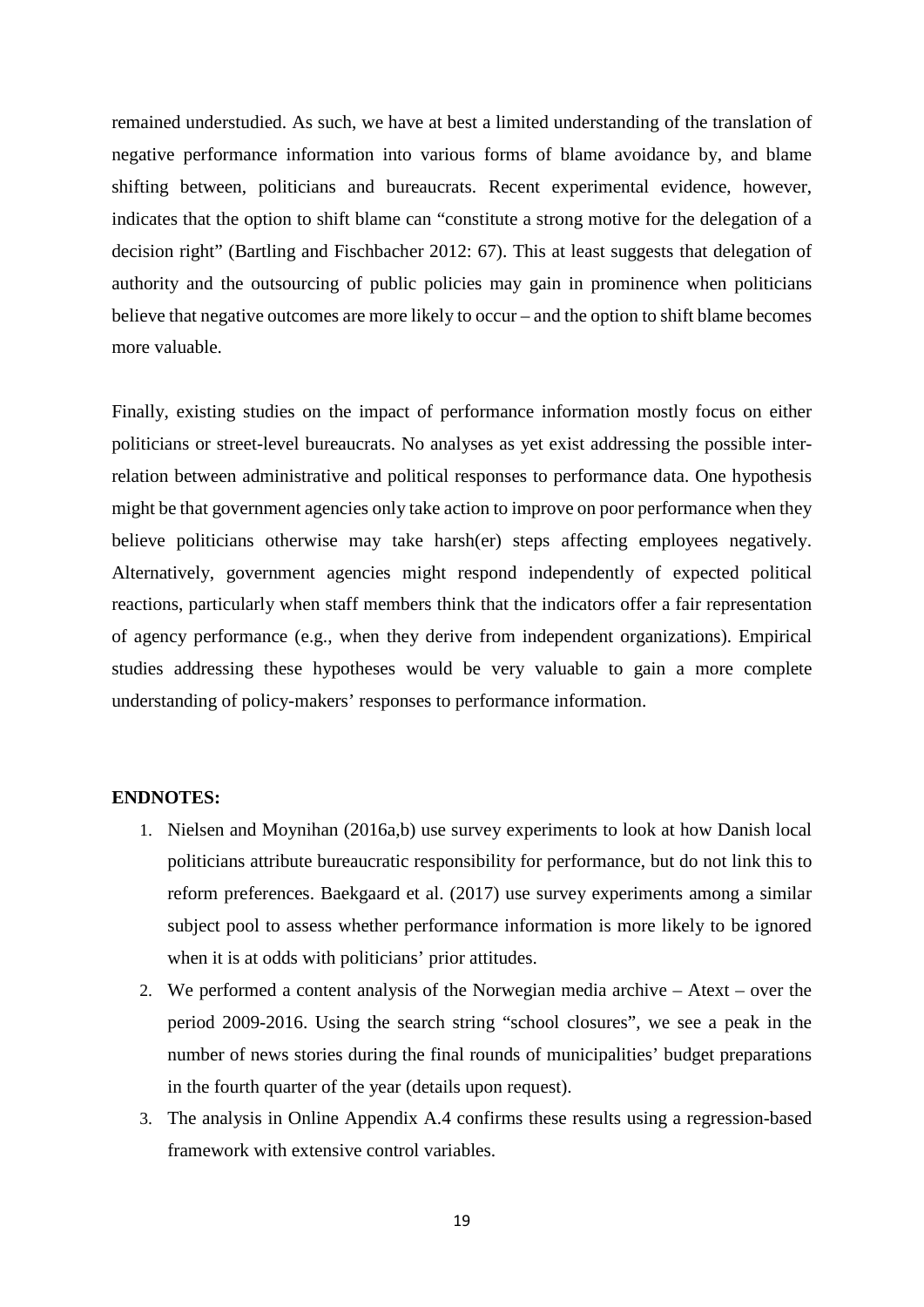remained understudied. As such, we have at best a limited understanding of the translation of negative performance information into various forms of blame avoidance by, and blame shifting between, politicians and bureaucrats. Recent experimental evidence, however, indicates that the option to shift blame can "constitute a strong motive for the delegation of a decision right" (Bartling and Fischbacher 2012: 67). This at least suggests that delegation of authority and the outsourcing of public policies may gain in prominence when politicians believe that negative outcomes are more likely to occur – and the option to shift blame becomes more valuable.

Finally, existing studies on the impact of performance information mostly focus on either politicians or street-level bureaucrats. No analyses as yet exist addressing the possible inter-relation between administrative and political responses to performance data. One hypothesis might be that government agencies only take action to improve on poor performance when they believe politicians otherwise may take harsh(er) steps affecting employees negatively. Alternatively, government agencies might respond independently of expected political reactions, particularly when staff members think that the indicators offer a fair representation of agency performance (e.g., when they derive from independent organizations). Empirical studies addressing these hypotheses would be very valuable to gain a more complete understanding of policy-makers' responses to performance information.

**ENDNOTES:**

1. Nielsen and Moynihan (2016a,b) use survey experiments to look at how Danish local politicians attribute bureaucratic responsibility for performance, but do not link this to reform preferences. Baekgaard et al. (2017) use survey experiments among a similar subject pool to assess whether performance information is more likely to be ignored when it is at odds with politicians' prior attitudes.
2. We performed a content analysis of the Norwegian media archive – Atext – over the period 2009-2016. Using the search string "school closures", we see a peak in the number of news stories during the final rounds of municipalities' budget preparations in the fourth quarter of the year (details upon request).
3. The analysis in Online Appendix A.4 confirms these results using a regression-based framework with extensive control variables.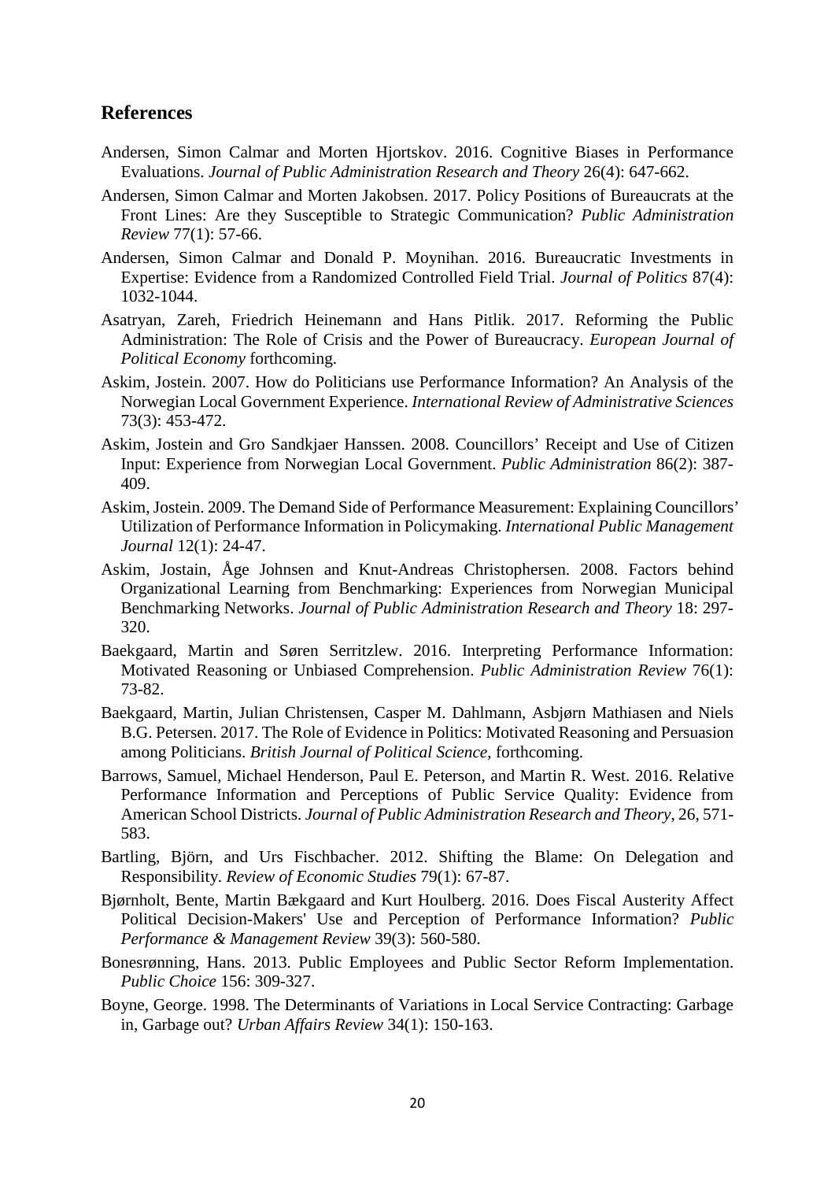## References

Andersen, Simon Calmar and Morten Hjortskov. 2016. Cognitive Biases in Performance Evaluations. *Journal of Public Administration Research and Theory* 26(4): 647-662.

Andersen, Simon Calmar and Morten Jakobsen. 2017. Policy Positions of Bureaucrats at the Front Lines: Are they Susceptible to Strategic Communication? *Public Administration Review* 77(1): 57-66.

Andersen, Simon Calmar and Donald P. Moynihan. 2016. Bureaucratic Investments in Expertise: Evidence from a Randomized Controlled Field Trial. *Journal of Politics* 87(4): 1032-1044.

Asatryan, Zareh, Friedrich Heinemann and Hans Pitlik. 2017. Reforming the Public Administration: The Role of Crisis and the Power of Bureaucracy. *European Journal of Political Economy* forthcoming.

Askim, Jostein. 2007. How do Politicians use Performance Information? An Analysis of the Norwegian Local Government Experience. *International Review of Administrative Sciences* 73(3): 453-472.

Askim, Jostein and Gro Sandkjaer Hanssen. 2008. Councillors' Receipt and Use of Citizen Input: Experience from Norwegian Local Government. *Public Administration* 86(2): 387-409.

Askim, Jostein. 2009. The Demand Side of Performance Measurement: Explaining Councillors' Utilization of Performance Information in Policymaking. *International Public Management Journal* 12(1): 24-47.

Askim, Jostain, Åge Johnsen and Knut-Andreas Christophersen. 2008. Factors behind Organizational Learning from Benchmarking: Experiences from Norwegian Municipal Benchmarking Networks. *Journal of Public Administration Research and Theory* 18: 297-320.

Baekgaard, Martin and Søren Serritzlew. 2016. Interpreting Performance Information: Motivated Reasoning or Unbiased Comprehension. *Public Administration Review* 76(1): 73-82.

Baekgaard, Martin, Julian Christensen, Casper M. Dahlmann, Asbjørn Mathiasen and Niels B.G. Petersen. 2017. The Role of Evidence in Politics: Motivated Reasoning and Persuasion among Politicians. *British Journal of Political Science*, forthcoming.

Barrows, Samuel, Michael Henderson, Paul E. Peterson, and Martin R. West. 2016. Relative Performance Information and Perceptions of Public Service Quality: Evidence from American School Districts. *Journal of Public Administration Research and Theory*, 26, 571-583.

Bartling, Björn, and Urs Fischbacher. 2012. Shifting the Blame: On Delegation and Responsibility. *Review of Economic Studies* 79(1): 67-87.

Bjørnholt, Bente, Martin Bækgaard and Kurt Houlberg. 2016. Does Fiscal Austerity Affect Political Decision-Makers' Use and Perception of Performance Information? *Public Performance & Management Review* 39(3): 560-580.

Bonesrønning, Hans. 2013. Public Employees and Public Sector Reform Implementation. *Public Choice* 156: 309-327.

Boyne, George. 1998. The Determinants of Variations in Local Service Contracting: Garbage in, Garbage out? *Urban Affairs Review* 34(1): 150-163.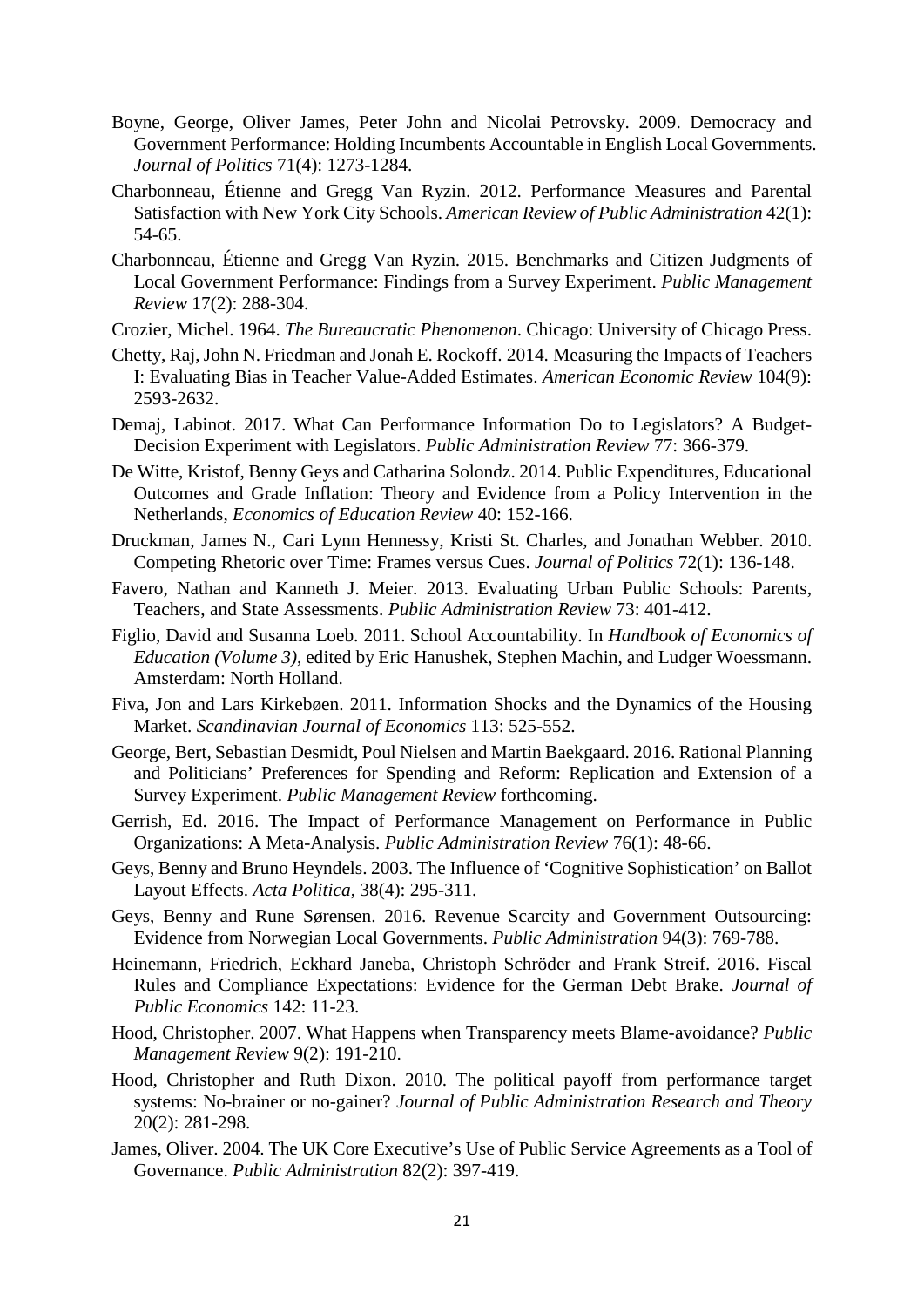Boyne, George, Oliver James, Peter John and Nicolai Petrovsky. 2009. Democracy and Government Performance: Holding Incumbents Accountable in English Local Governments. *Journal of Politics* 71(4): 1273-1284.

Charbonneau, Étienne and Gregg Van Ryzin. 2012. Performance Measures and Parental Satisfaction with New York City Schools. *American Review of Public Administration* 42(1): 54-65.

Charbonneau, Étienne and Gregg Van Ryzin. 2015. Benchmarks and Citizen Judgments of Local Government Performance: Findings from a Survey Experiment. *Public Management Review* 17(2): 288-304.

Crozier, Michel. 1964. *The Bureaucratic Phenomenon*. Chicago: University of Chicago Press.

Chetty, Raj, John N. Friedman and Jonah E. Rockoff. 2014. Measuring the Impacts of Teachers I: Evaluating Bias in Teacher Value-Added Estimates. *American Economic Review* 104(9): 2593-2632.

Demaj, Labinot. 2017. What Can Performance Information Do to Legislators? A Budget-Decision Experiment with Legislators. *Public Administration Review* 77: 366-379.

De Witte, Kristof, Benny Geys and Catharina Solondz. 2014. Public Expenditures, Educational Outcomes and Grade Inflation: Theory and Evidence from a Policy Intervention in the Netherlands, *Economics of Education Review* 40: 152-166.

Druckman, James N., Cari Lynn Hennessy, Kristi St. Charles, and Jonathan Webber. 2010. Competing Rhetoric over Time: Frames versus Cues. *Journal of Politics* 72(1): 136-148.

Favero, Nathan and Kanneth J. Meier. 2013. Evaluating Urban Public Schools: Parents, Teachers, and State Assessments. *Public Administration Review* 73: 401-412.

Figlio, David and Susanna Loeb. 2011. School Accountability. In *Handbook of Economics of Education (Volume 3)*, edited by Eric Hanushek, Stephen Machin, and Ludger Woessmann. Amsterdam: North Holland.

Fiva, Jon and Lars Kirkebøen. 2011. Information Shocks and the Dynamics of the Housing Market. *Scandinavian Journal of Economics* 113: 525-552.

George, Bert, Sebastian Desmidt, Poul Nielsen and Martin Baekgaard. 2016. Rational Planning and Politicians' Preferences for Spending and Reform: Replication and Extension of a Survey Experiment. *Public Management Review* forthcoming.

Gerrish, Ed. 2016. The Impact of Performance Management on Performance in Public Organizations: A Meta-Analysis. *Public Administration Review* 76(1): 48-66.

Geys, Benny and Bruno Heyndels. 2003. The Influence of 'Cognitive Sophistication' on Ballot Layout Effects. *Acta Politica*, 38(4): 295-311.

Geys, Benny and Rune Sørensen. 2016. Revenue Scarcity and Government Outsourcing: Evidence from Norwegian Local Governments. *Public Administration* 94(3): 769-788.

Heinemann, Friedrich, Eckhard Janeba, Christoph Schröder and Frank Streif. 2016. Fiscal Rules and Compliance Expectations: Evidence for the German Debt Brake. *Journal of Public Economics* 142: 11-23.

Hood, Christopher. 2007. What Happens when Transparency meets Blame-avoidance? *Public Management Review* 9(2): 191-210.

Hood, Christopher and Ruth Dixon. 2010. The political payoff from performance target systems: No-brainer or no-gainer? *Journal of Public Administration Research and Theory* 20(2): 281-298.

James, Oliver. 2004. The UK Core Executive's Use of Public Service Agreements as a Tool of Governance. *Public Administration* 82(2): 397-419.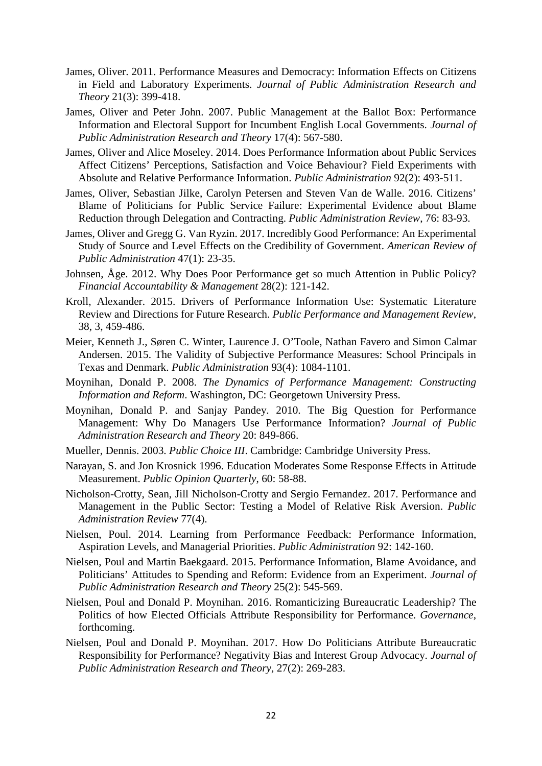James, Oliver. 2011. Performance Measures and Democracy: Information Effects on Citizens in Field and Laboratory Experiments. *Journal of Public Administration Research and Theory* 21(3): 399-418.

James, Oliver and Peter John. 2007. Public Management at the Ballot Box: Performance Information and Electoral Support for Incumbent English Local Governments. *Journal of Public Administration Research and Theory* 17(4): 567-580.

James, Oliver and Alice Moseley. 2014. Does Performance Information about Public Services Affect Citizens' Perceptions, Satisfaction and Voice Behaviour? Field Experiments with Absolute and Relative Performance Information. *Public Administration* 92(2): 493-511.

James, Oliver, Sebastian Jilke, Carolyn Petersen and Steven Van de Walle. 2016. Citizens' Blame of Politicians for Public Service Failure: Experimental Evidence about Blame Reduction through Delegation and Contracting. *Public Administration Review*, 76: 83-93.

James, Oliver and Gregg G. Van Ryzin. 2017. Incredibly Good Performance: An Experimental Study of Source and Level Effects on the Credibility of Government. *American Review of Public Administration* 47(1): 23-35.

Johnsen, Åge. 2012. Why Does Poor Performance get so much Attention in Public Policy? *Financial Accountability & Management* 28(2): 121-142.

Kroll, Alexander. 2015. Drivers of Performance Information Use: Systematic Literature Review and Directions for Future Research. *Public Performance and Management Review*, 38, 3, 459-486.

Meier, Kenneth J., Søren C. Winter, Laurence J. O'Toole, Nathan Favero and Simon Calmar Andersen. 2015. The Validity of Subjective Performance Measures: School Principals in Texas and Denmark. *Public Administration* 93(4): 1084-1101.

Moynihan, Donald P. 2008. *The Dynamics of Performance Management: Constructing Information and Reform*. Washington, DC: Georgetown University Press.

Moynihan, Donald P. and Sanjay Pandey. 2010. The Big Question for Performance Management: Why Do Managers Use Performance Information? *Journal of Public Administration Research and Theory* 20: 849-866.

Mueller, Dennis. 2003. *Public Choice III*. Cambridge: Cambridge University Press.

Narayan, S. and Jon Krosnick 1996. Education Moderates Some Response Effects in Attitude Measurement. *Public Opinion Quarterly*, 60: 58-88.

Nicholson-Crotty, Sean, Jill Nicholson-Crotty and Sergio Fernandez. 2017. Performance and Management in the Public Sector: Testing a Model of Relative Risk Aversion. *Public Administration Review* 77(4).

Nielsen, Poul. 2014. Learning from Performance Feedback: Performance Information, Aspiration Levels, and Managerial Priorities. *Public Administration* 92: 142-160.

Nielsen, Poul and Martin Baekgaard. 2015. Performance Information, Blame Avoidance, and Politicians' Attitudes to Spending and Reform: Evidence from an Experiment. *Journal of Public Administration Research and Theory* 25(2): 545-569.

Nielsen, Poul and Donald P. Moynihan. 2016. Romanticizing Bureaucratic Leadership? The Politics of how Elected Officials Attribute Responsibility for Performance. *Governance*, forthcoming.

Nielsen, Poul and Donald P. Moynihan. 2017. How Do Politicians Attribute Bureaucratic Responsibility for Performance? Negativity Bias and Interest Group Advocacy. *Journal of Public Administration Research and Theory*, 27(2): 269-283.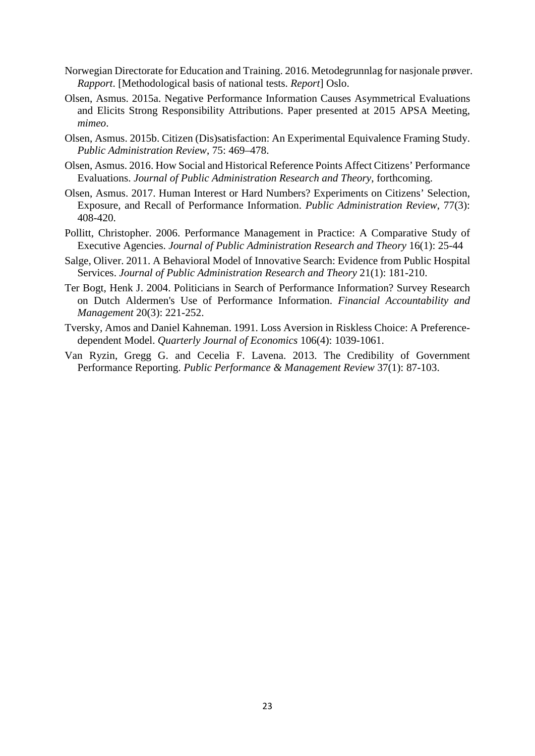Norwegian Directorate for Education and Training. 2016. Metodegrunnlag for nasjonale prøver. *Rapport*. [Methodological basis of national tests. *Report*] Oslo.

Olsen, Asmus. 2015a. Negative Performance Information Causes Asymmetrical Evaluations and Elicits Strong Responsibility Attributions. Paper presented at 2015 APSA Meeting, *mimeo*.

Olsen, Asmus. 2015b. Citizen (Dis)satisfaction: An Experimental Equivalence Framing Study. *Public Administration Review*, 75: 469–478.

Olsen, Asmus. 2016. How Social and Historical Reference Points Affect Citizens' Performance Evaluations. *Journal of Public Administration Research and Theory*, forthcoming.

Olsen, Asmus. 2017. Human Interest or Hard Numbers? Experiments on Citizens' Selection, Exposure, and Recall of Performance Information. *Public Administration Review*, 77(3): 408-420.

Pollitt, Christopher. 2006. Performance Management in Practice: A Comparative Study of Executive Agencies. *Journal of Public Administration Research and Theory* 16(1): 25-44

Salge, Oliver. 2011. A Behavioral Model of Innovative Search: Evidence from Public Hospital Services. *Journal of Public Administration Research and Theory* 21(1): 181-210.

Ter Bogt, Henk J. 2004. Politicians in Search of Performance Information? Survey Research on Dutch Aldermen's Use of Performance Information. *Financial Accountability and Management* 20(3): 221-252.

Tversky, Amos and Daniel Kahneman. 1991. Loss Aversion in Riskless Choice: A Preference-dependent Model. *Quarterly Journal of Economics* 106(4): 1039-1061.

Van Ryzin, Gregg G. and Cecelia F. Lavena. 2013. The Credibility of Government Performance Reporting. *Public Performance & Management Review* 37(1): 87-103.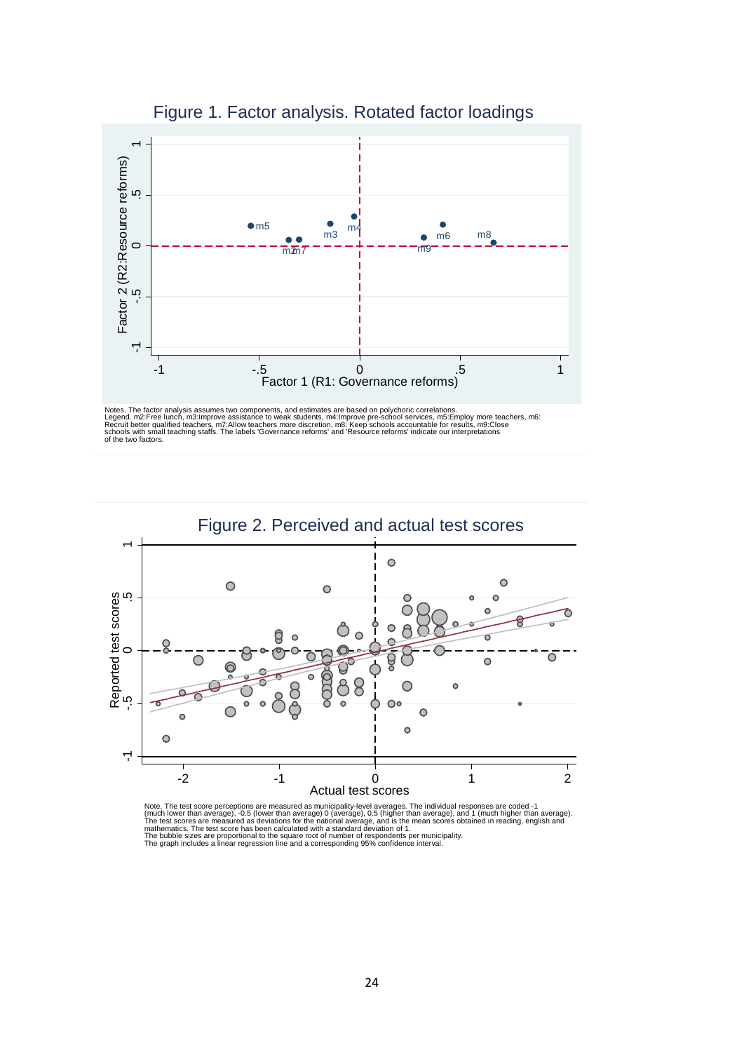## Figure 1. Factor analysis. Rotated factor loadings

Notes. The factor analysis assumes two components, and estimates are based on polychoric correlations.
Legend. m2:Free lunch, m3:Improve assistance to weak students, m4:Improve pre-school services, m5:Employ more teachers, m6: Recruit better qualified teachers, m7:Allow teachers more discretion, m8: Keep schools accountable for results, m9:Close schools with small teaching staffs. The labels 'Governance reforms' and 'Resource reforms' indicate our interpretations of the two factors.

## Figure 2. Perceived and actual test scores

Note. The test score perceptions are measured as municipality-level averages. The individual responses are coded -1 (much lower than average), -0.5 (lower than average) 0 (average), 0.5 (higher than average), and 1 (much higher than average). The test scores are measured as deviations for the national average, and is the mean scores obtained in reading, english and mathematics. The test score has been calculated with a standard deviation of 1.
The bubble sizes are proportional to the square root of number of respondents per municipality.
The graph includes a linear regression line and a corresponding 95% confidence interval.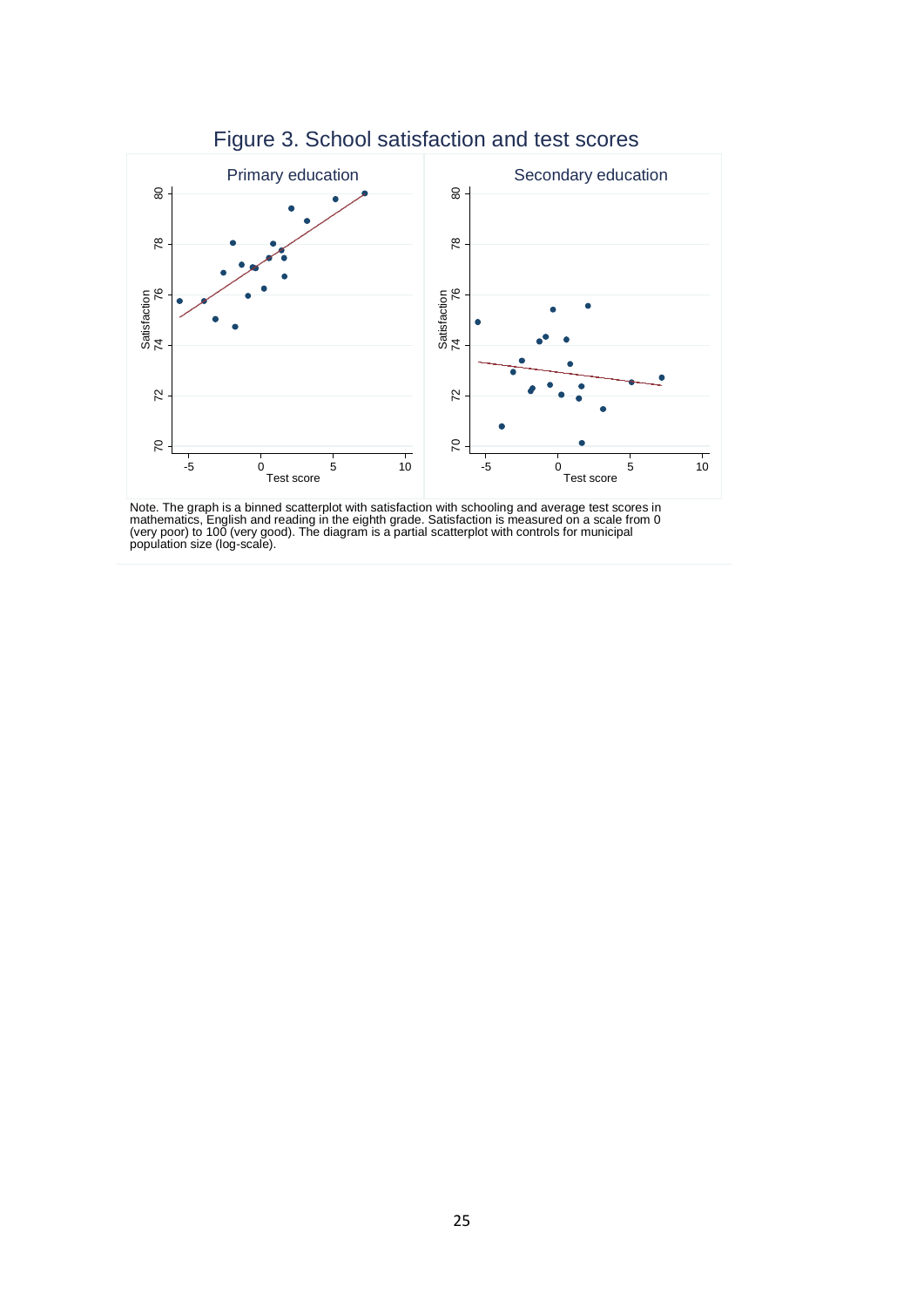# Figure 3. School satisfaction and test scores

Note. The graph is a binned scatterplot with satisfaction with schooling and average test scores in mathematics, English and reading in the eighth grade. Satisfaction is measured on a scale from 0 (very poor) to 100 (very good). The diagram is a partial scatterplot with controls for municipal population size (log-scale).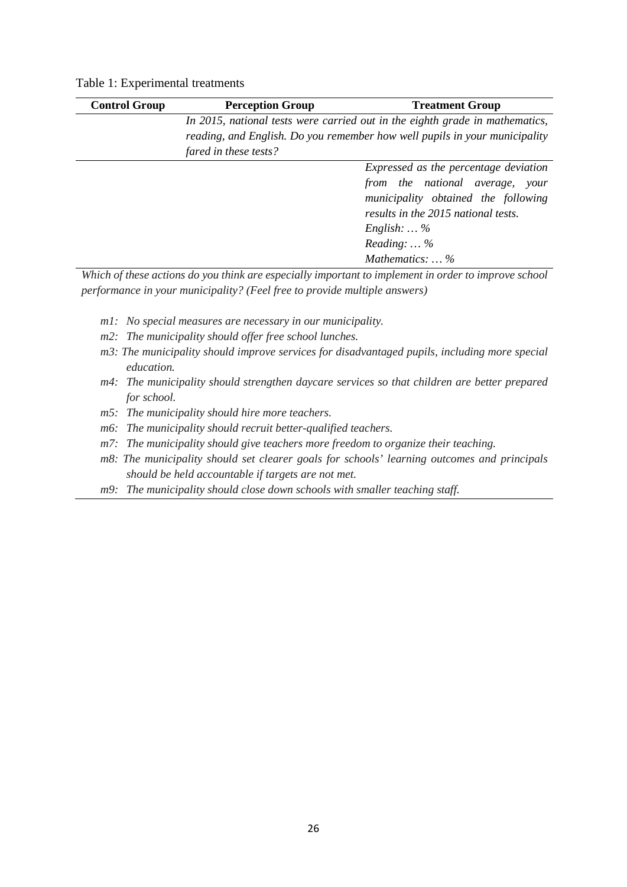Table 1: Experimental treatments

| Control Group | Perception Group | Treatment Group |
|---|---|---|
| | *In 2015, national tests were carried out in the eighth grade in mathematics, reading, and English. Do you remember how well pupils in your municipality fared in these tests?* | |
| | | *Expressed as the percentage deviation from the national average, your municipality obtained the following results in the 2015 national tests.* <br> *English: … %* <br> *Reading: … %* <br> *Mathematics: … %* |

*Which of these actions do you think are especially important to implement in order to improve school performance in your municipality? (Feel free to provide multiple answers)*

- *m1: No special measures are necessary in our municipality.*
- *m2: The municipality should offer free school lunches.*
- *m3: The municipality should improve services for disadvantaged pupils, including more special education.*
- *m4: The municipality should strengthen daycare services so that children are better prepared for school.*
- *m5: The municipality should hire more teachers.*
- *m6: The municipality should recruit better-qualified teachers.*
- *m7: The municipality should give teachers more freedom to organize their teaching.*
- *m8: The municipality should set clearer goals for schools' learning outcomes and principals should be held accountable if targets are not met.*
- *m9: The municipality should close down schools with smaller teaching staff.*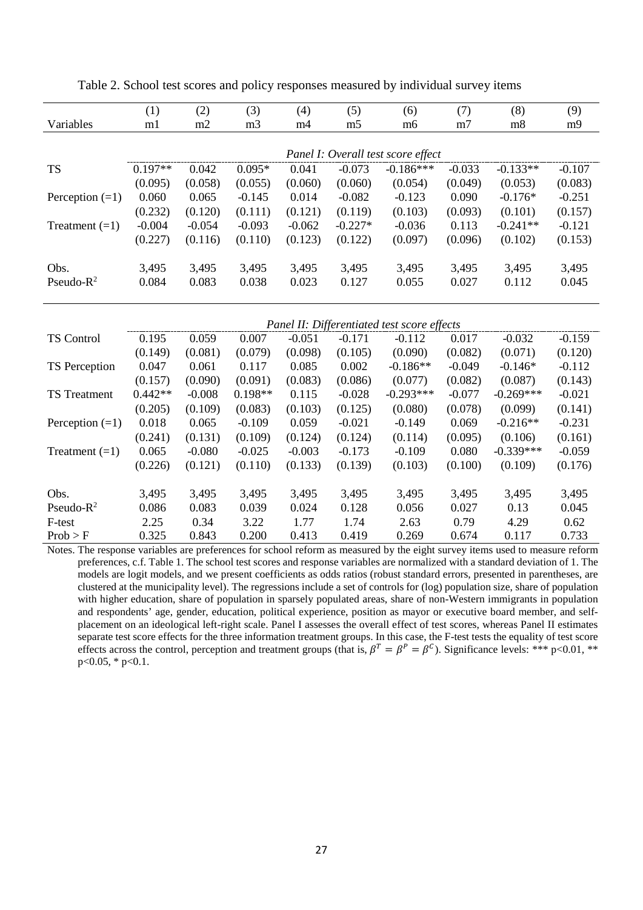Table 2. School test scores and policy responses measured by individual survey items

| Variables | (1) m1 | (2) m2 | (3) m3 | (4) m4 | (5) m5 | (6) m6 | (7) m7 | (8) m8 | (9) m9 |
|---|---|---|---|---|---|---|---|---|---|
| | *Panel I: Overall test score effect* | | | | | | | | |
| TS | 0.197** | 0.042 | 0.095* | 0.041 | -0.073 | -0.186*** | -0.033 | -0.133** | -0.107 |
| | (0.095) | (0.058) | (0.055) | (0.060) | (0.060) | (0.054) | (0.049) | (0.053) | (0.083) |
| Perception (=1) | 0.060 | 0.065 | -0.145 | 0.014 | -0.082 | -0.123 | 0.090 | -0.176* | -0.251 |
| | (0.232) | (0.120) | (0.111) | (0.121) | (0.119) | (0.103) | (0.093) | (0.101) | (0.157) |
| Treatment (=1) | -0.004 | -0.054 | -0.093 | -0.062 | -0.227* | -0.036 | 0.113 | -0.241** | -0.121 |
| | (0.227) | (0.116) | (0.110) | (0.123) | (0.122) | (0.097) | (0.096) | (0.102) | (0.153) |
| Obs. | 3,495 | 3,495 | 3,495 | 3,495 | 3,495 | 3,495 | 3,495 | 3,495 | 3,495 |
| Pseudo-$R^2$ | 0.084 | 0.083 | 0.038 | 0.023 | 0.127 | 0.055 | 0.027 | 0.112 | 0.045 |
| | *Panel II: Differentiated test score effects* | | | | | | | | |
| TS Control | 0.195 | 0.059 | 0.007 | -0.051 | -0.171 | -0.112 | 0.017 | -0.032 | -0.159 |
| | (0.149) | (0.081) | (0.079) | (0.098) | (0.105) | (0.090) | (0.082) | (0.071) | (0.120) |
| TS Perception | 0.047 | 0.061 | 0.117 | 0.085 | 0.002 | -0.186** | -0.049 | -0.146* | -0.112 |
| | (0.157) | (0.090) | (0.091) | (0.083) | (0.086) | (0.077) | (0.082) | (0.087) | (0.143) |
| TS Treatment | 0.442** | -0.008 | 0.198** | 0.115 | -0.028 | -0.293*** | -0.077 | -0.269*** | -0.021 |
| | (0.205) | (0.109) | (0.083) | (0.103) | (0.125) | (0.080) | (0.078) | (0.099) | (0.141) |
| Perception (=1) | 0.018 | 0.065 | -0.109 | 0.059 | -0.021 | -0.149 | 0.069 | -0.216** | -0.231 |
| | (0.241) | (0.131) | (0.109) | (0.124) | (0.124) | (0.114) | (0.095) | (0.106) | (0.161) |
| Treatment (=1) | 0.065 | -0.080 | -0.025 | -0.003 | -0.173 | -0.109 | 0.080 | -0.339*** | -0.059 |
| | (0.226) | (0.121) | (0.110) | (0.133) | (0.139) | (0.103) | (0.100) | (0.109) | (0.176) |
| Obs. | 3,495 | 3,495 | 3,495 | 3,495 | 3,495 | 3,495 | 3,495 | 3,495 | 3,495 |
| Pseudo-$R^2$ | 0.086 | 0.083 | 0.039 | 0.024 | 0.128 | 0.056 | 0.027 | 0.13 | 0.045 |
| F-test | 2.25 | 0.34 | 3.22 | 1.77 | 1.74 | 2.63 | 0.79 | 4.29 | 0.62 |
| Prob > F | 0.325 | 0.843 | 0.200 | 0.413 | 0.419 | 0.269 | 0.674 | 0.117 | 0.733 |

Notes. The response variables are preferences for school reform as measured by the eight survey items used to measure reform preferences, c.f. Table 1. The school test scores and response variables are normalized with a standard deviation of 1. The models are logit models, and we present coefficients as odds ratios (robust standard errors, presented in parentheses, are clustered at the municipality level). The regressions include a set of controls for (log) population size, share of population with higher education, share of population in sparsely populated areas, share of non-Western immigrants in population and respondents' age, gender, education, political experience, position as mayor or executive board member, and self-placement on an ideological left-right scale. Panel I assesses the overall effect of test scores, whereas Panel II estimates separate test score effects for the three information treatment groups. In this case, the F-test tests the equality of test score effects across the control, perception and treatment groups (that is, $\beta^T = \beta^P = \beta^C$). Significance levels: *** p<0.01, ** p<0.05, * p<0.1.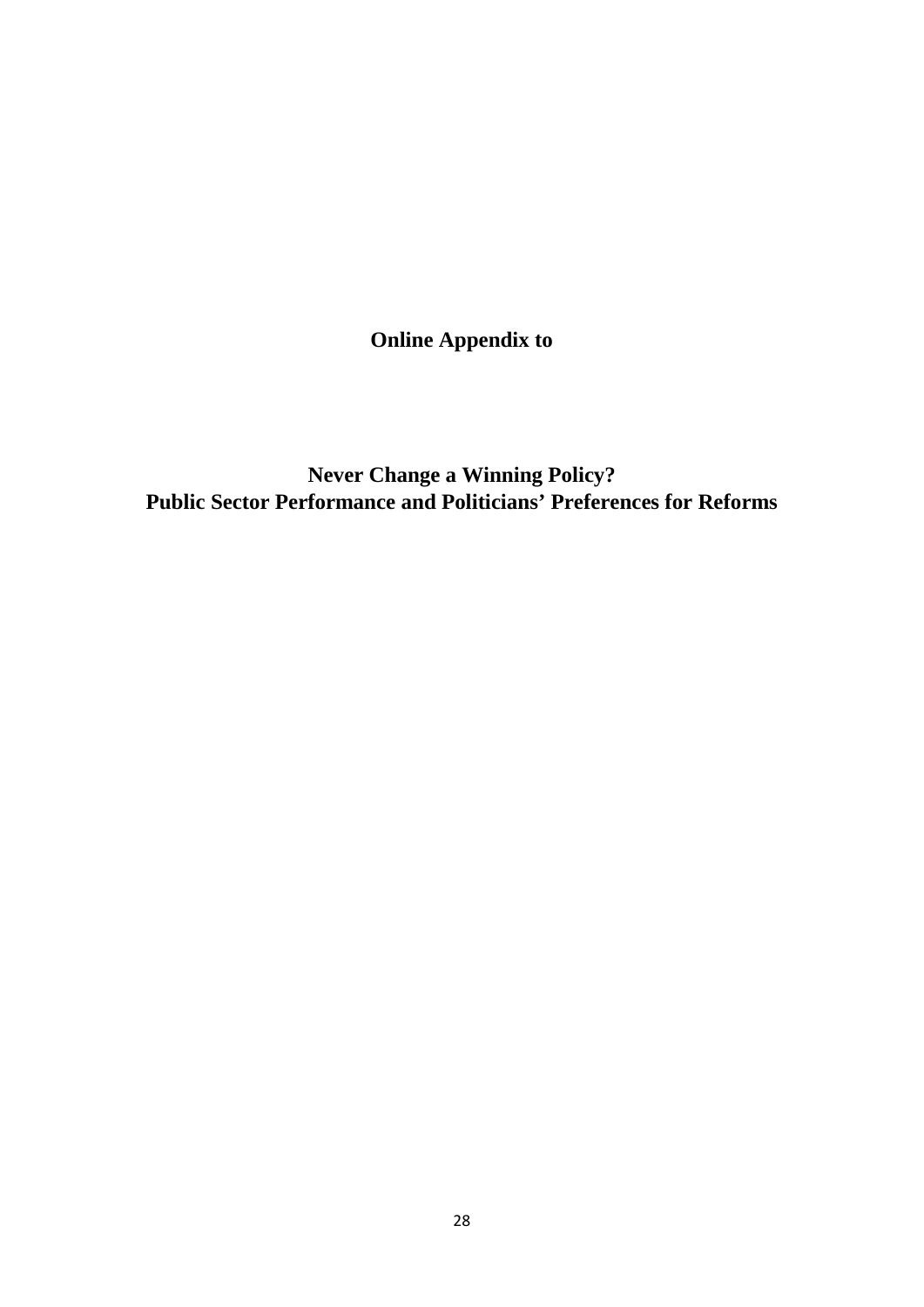**Online Appendix to**

**Never Change a Winning Policy?**
**Public Sector Performance and Politicians' Preferences for Reforms**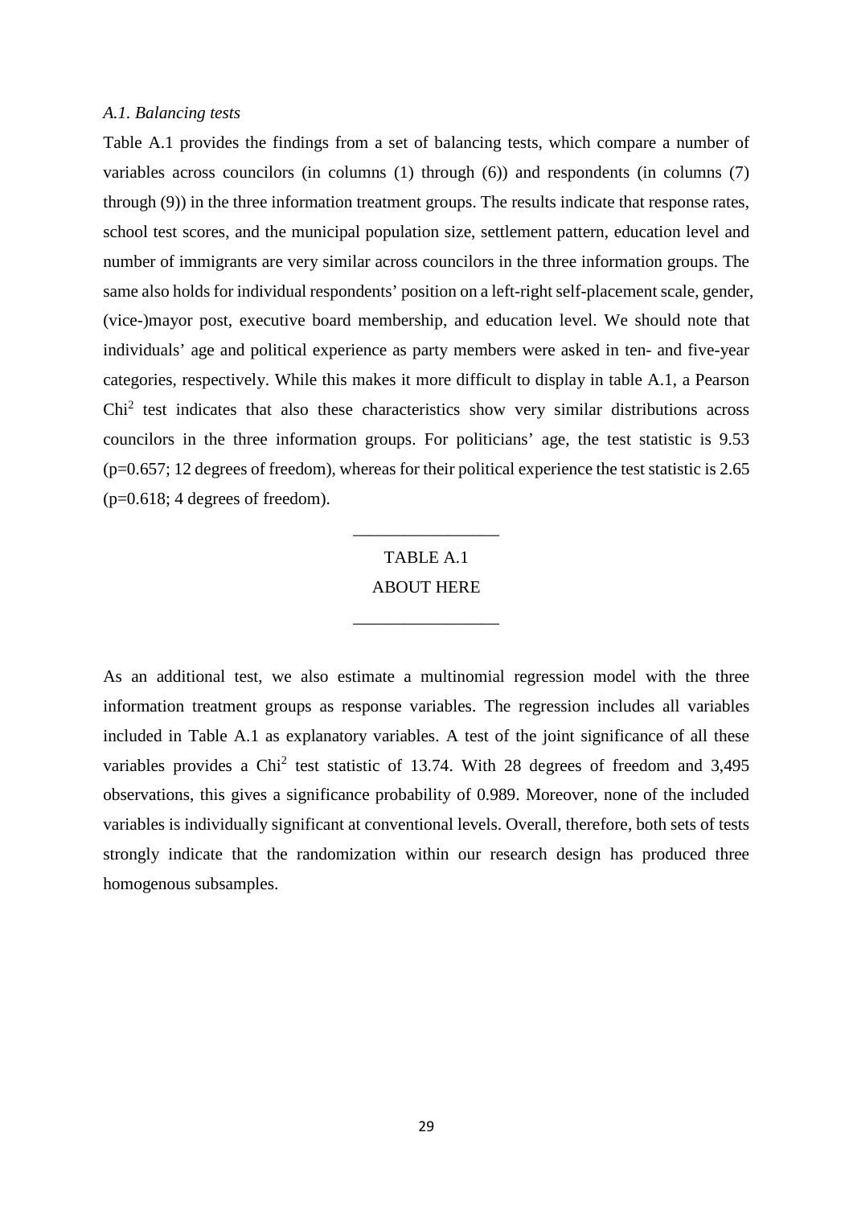*A.1. Balancing tests*

Table A.1 provides the findings from a set of balancing tests, which compare a number of variables across councilors (in columns (1) through (6)) and respondents (in columns (7) through (9)) in the three information treatment groups. The results indicate that response rates, school test scores, and the municipal population size, settlement pattern, education level and number of immigrants are very similar across councilors in the three information groups. The same also holds for individual respondents' position on a left-right self-placement scale, gender, (vice-)mayor post, executive board membership, and education level. We should note that individuals' age and political experience as party members were asked in ten- and five-year categories, respectively. While this makes it more difficult to display in table A.1, a Pearson $Chi^2$ test indicates that also these characteristics show very similar distributions across councilors in the three information groups. For politicians' age, the test statistic is 9.53 (p=0.657; 12 degrees of freedom), whereas for their political experience the test statistic is 2.65 (p=0.618; 4 degrees of freedom).

---

TABLE A.1

ABOUT HERE

---

As an additional test, we also estimate a multinomial regression model with the three information treatment groups as response variables. The regression includes all variables included in Table A.1 as explanatory variables. A test of the joint significance of all these variables provides a $Chi^2$ test statistic of 13.74. With 28 degrees of freedom and 3,495 observations, this gives a significance probability of 0.989. Moreover, none of the included variables is individually significant at conventional levels. Overall, therefore, both sets of tests strongly indicate that the randomization within our research design has produced three homogenous subsamples.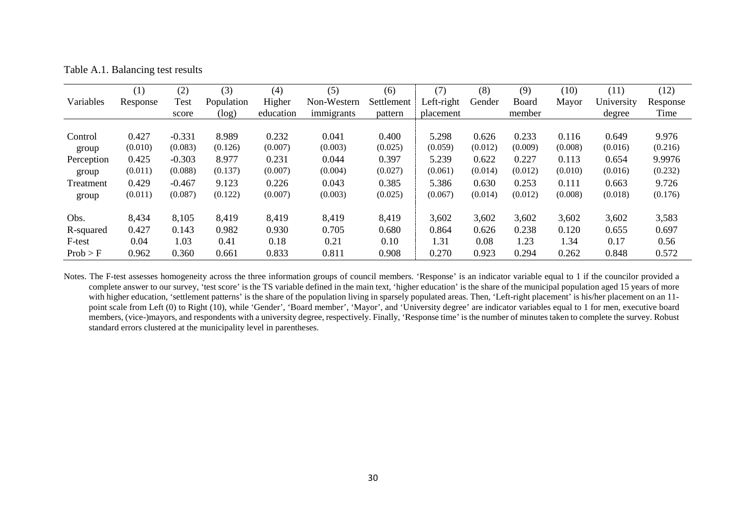Table A.1. Balancing test results

| Variables | (1) Response | (2) Test score | (3) Population (log) | (4) Higher education | (5) Non-Western immigrants | (6) Settlement pattern | (7) Left-right placement | (8) Gender | (9) Board member | (10) Mayor | (11) University degree | (12) Response Time |
|---|---|---|---|---|---|---|---|---|---|---|---|---|
| Control group | 0.427 | -0.331 | 8.989 | 0.232 | 0.041 | 0.400 | 5.298 | 0.626 | 0.233 | 0.116 | 0.649 | 9.976 |
| | (0.010) | (0.083) | (0.126) | (0.007) | (0.003) | (0.025) | (0.059) | (0.012) | (0.009) | (0.008) | (0.016) | (0.216) |
| Perception group | 0.425 | -0.303 | 8.977 | 0.231 | 0.044 | 0.397 | 5.239 | 0.622 | 0.227 | 0.113 | 0.654 | 9.9976 |
| | (0.011) | (0.088) | (0.137) | (0.007) | (0.004) | (0.027) | (0.061) | (0.014) | (0.012) | (0.010) | (0.016) | (0.232) |
| Treatment group | 0.429 | -0.467 | 9.123 | 0.226 | 0.043 | 0.385 | 5.386 | 0.630 | 0.253 | 0.111 | 0.663 | 9.726 |
| | (0.011) | (0.087) | (0.122) | (0.007) | (0.003) | (0.025) | (0.067) | (0.014) | (0.012) | (0.008) | (0.018) | (0.176) |
| Obs. | 8,434 | 8,105 | 8,419 | 8,419 | 8,419 | 8,419 | 3,602 | 3,602 | 3,602 | 3,602 | 3,602 | 3,583 |
| R-squared | 0.427 | 0.143 | 0.982 | 0.930 | 0.705 | 0.680 | 0.864 | 0.626 | 0.238 | 0.120 | 0.655 | 0.697 |
| F-test | 0.04 | 1.03 | 0.41 | 0.18 | 0.21 | 0.10 | 1.31 | 0.08 | 1.23 | 1.34 | 0.17 | 0.56 |
| Prob > F | 0.962 | 0.360 | 0.661 | 0.833 | 0.811 | 0.908 | 0.270 | 0.923 | 0.294 | 0.262 | 0.848 | 0.572 |

Notes. The F-test assesses homogeneity across the three information groups of council members. 'Response' is an indicator variable equal to 1 if the councilor provided a complete answer to our survey, 'test score' is the TS variable defined in the main text, 'higher education' is the share of the municipal population aged 15 years of more with higher education, 'settlement patterns' is the share of the population living in sparsely populated areas. Then, 'Left-right placement' is his/her placement on an 11-point scale from Left (0) to Right (10), while 'Gender', 'Board member', 'Mayor', and 'University degree' are indicator variables equal to 1 for men, executive board members, (vice-)mayors, and respondents with a university degree, respectively. Finally, 'Response time' is the number of minutes taken to complete the survey. Robust standard errors clustered at the municipality level in parentheses.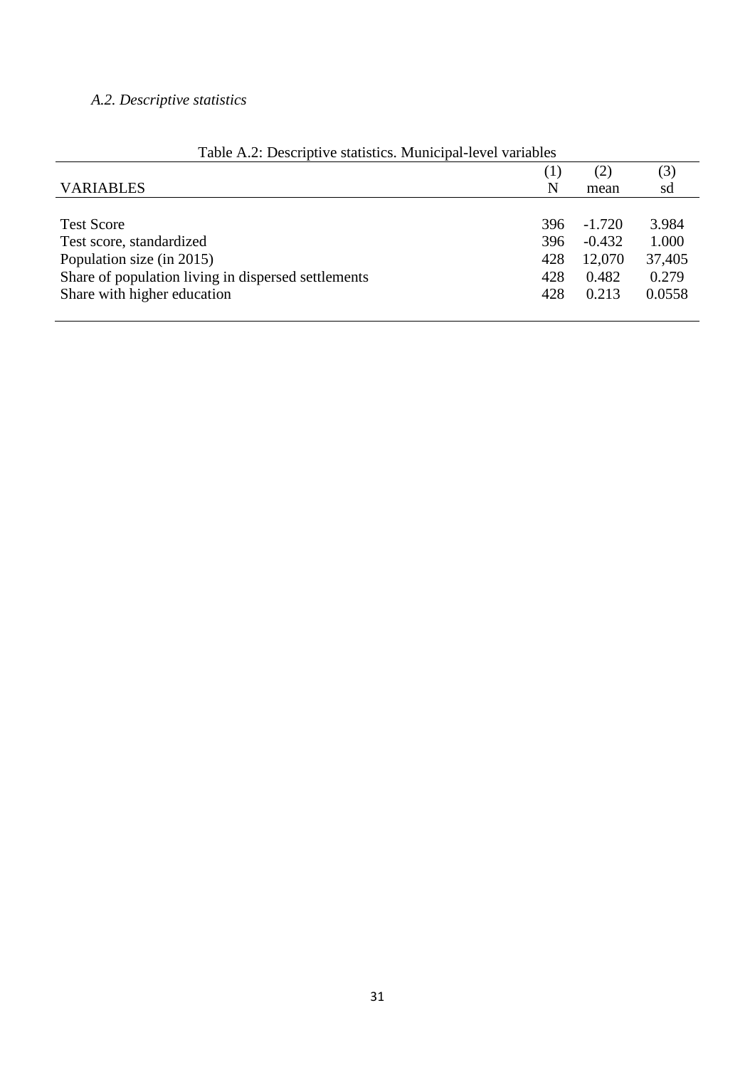*A.2. Descriptive statistics*

Table A.2: Descriptive statistics. Municipal-level variables

| VARIABLES | (1)<br>N | (2)<br>mean | (3)<br>sd |
|---|---|---|---|
| Test Score | 396 | -1.720 | 3.984 |
| Test score, standardized | 396 | -0.432 | 1.000 |
| Population size (in 2015) | 428 | 12,070 | 37,405 |
| Share of population living in dispersed settlements | 428 | 0.482 | 0.279 |
| Share with higher education | 428 | 0.213 | 0.0558 |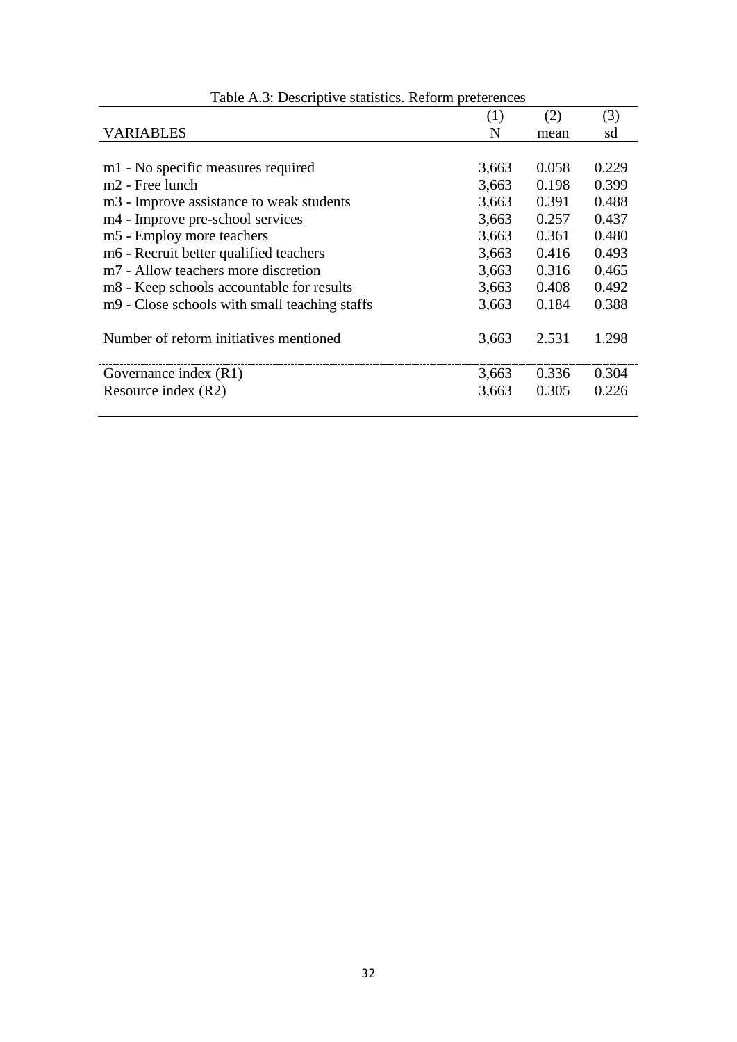Table A.3: Descriptive statistics. Reform preferences

| VARIABLES | (1)<br>N | (2)<br>mean | (3)<br>sd |
|---|---|---|---|
| m1 - No specific measures required | 3,663 | 0.058 | 0.229 |
| m2 - Free lunch | 3,663 | 0.198 | 0.399 |
| m3 - Improve assistance to weak students | 3,663 | 0.391 | 0.488 |
| m4 - Improve pre-school services | 3,663 | 0.257 | 0.437 |
| m5 - Employ more teachers | 3,663 | 0.361 | 0.480 |
| m6 - Recruit better qualified teachers | 3,663 | 0.416 | 0.493 |
| m7 - Allow teachers more discretion | 3,663 | 0.316 | 0.465 |
| m8 - Keep schools accountable for results | 3,663 | 0.408 | 0.492 |
| m9 - Close schools with small teaching staffs | 3,663 | 0.184 | 0.388 |
| Number of reform initiatives mentioned | 3,663 | 2.531 | 1.298 |
| Governance index (R1) | 3,663 | 0.336 | 0.304 |
| Resource index (R2) | 3,663 | 0.305 | 0.226 |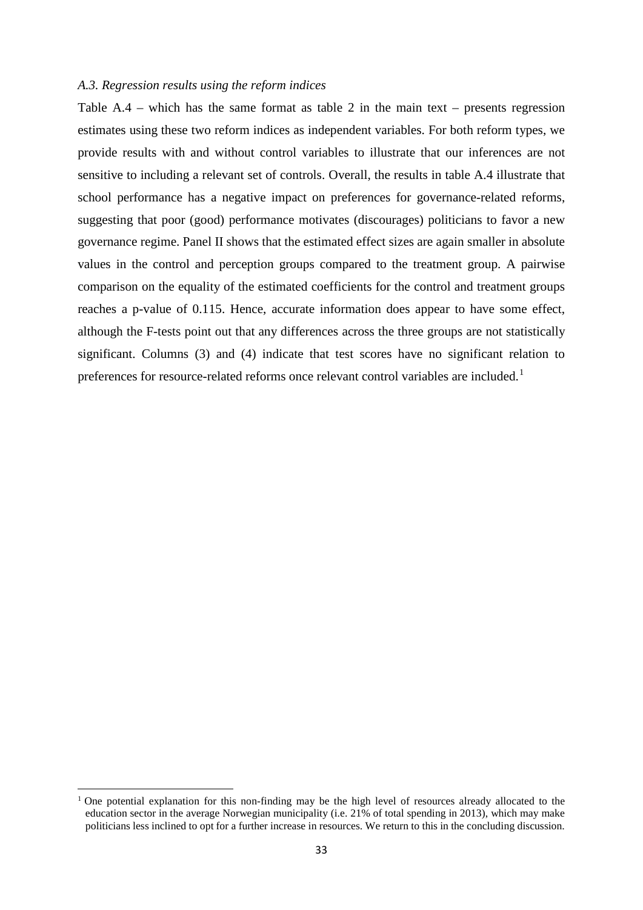*A.3. Regression results using the reform indices*

Table A.4 – which has the same format as table 2 in the main text – presents regression estimates using these two reform indices as independent variables. For both reform types, we provide results with and without control variables to illustrate that our inferences are not sensitive to including a relevant set of controls. Overall, the results in table A.4 illustrate that school performance has a negative impact on preferences for governance-related reforms, suggesting that poor (good) performance motivates (discourages) politicians to favor a new governance regime. Panel II shows that the estimated effect sizes are again smaller in absolute values in the control and perception groups compared to the treatment group. A pairwise comparison on the equality of the estimated coefficients for the control and treatment groups reaches a p-value of 0.115. Hence, accurate information does appear to have some effect, although the F-tests point out that any differences across the three groups are not statistically significant. Columns (3) and (4) indicate that test scores have no significant relation to preferences for resource-related reforms once relevant control variables are included.[1]

[1] One potential explanation for this non-finding may be the high level of resources already allocated to the education sector in the average Norwegian municipality (i.e. 21% of total spending in 2013), which may make politicians less inclined to opt for a further increase in resources. We return to this in the concluding discussion.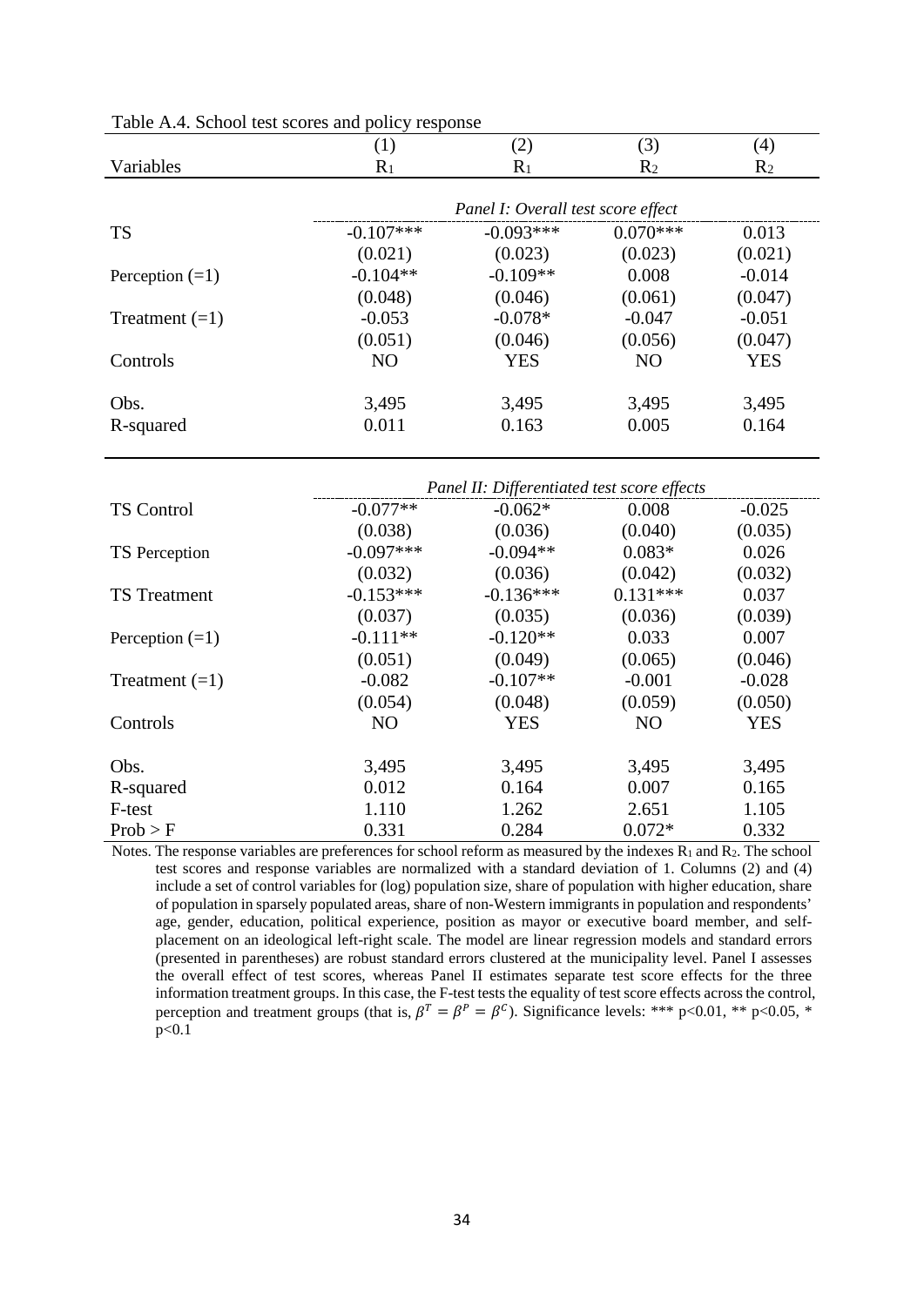Table A.4. School test scores and policy response

| Variables | (1) $R_1$ | (2) $R_1$ | (3) $R_2$ | (4) $R_2$ |
|---|---|---|---|---|
| | *Panel I: Overall test score effect* | | | |
| TS | -0.107*** | -0.093*** | 0.070*** | 0.013 |
| | (0.021) | (0.023) | (0.023) | (0.021) |
| Perception (=1) | -0.104** | -0.109** | 0.008 | -0.014 |
| | (0.048) | (0.046) | (0.061) | (0.047) |
| Treatment (=1) | -0.053 | -0.078* | -0.047 | -0.051 |
| | (0.051) | (0.046) | (0.056) | (0.047) |
| Controls | NO | YES | NO | YES |
| Obs. | 3,495 | 3,495 | 3,495 | 3,495 |
| R-squared | 0.011 | 0.163 | 0.005 | 0.164 |
| | *Panel II: Differentiated test score effects* | | | |
| TS Control | -0.077** | -0.062* | 0.008 | -0.025 |
| | (0.038) | (0.036) | (0.040) | (0.035) |
| TS Perception | -0.097*** | -0.094** | 0.083* | 0.026 |
| | (0.032) | (0.036) | (0.042) | (0.032) |
| TS Treatment | -0.153*** | -0.136*** | 0.131*** | 0.037 |
| | (0.037) | (0.035) | (0.036) | (0.039) |
| Perception (=1) | -0.111** | -0.120** | 0.033 | 0.007 |
| | (0.051) | (0.049) | (0.065) | (0.046) |
| Treatment (=1) | -0.082 | -0.107** | -0.001 | -0.028 |
| | (0.054) | (0.048) | (0.059) | (0.050) |
| Controls | NO | YES | NO | YES |
| Obs. | 3,495 | 3,495 | 3,495 | 3,495 |
| R-squared | 0.012 | 0.164 | 0.007 | 0.165 |
| F-test | 1.110 | 1.262 | 2.651 | 1.105 |
| Prob > F | 0.331 | 0.284 | 0.072* | 0.332 |

Notes. The response variables are preferences for school reform as measured by the indexes $R_1$ and $R_2$. The school test scores and response variables are normalized with a standard deviation of 1. Columns (2) and (4) include a set of control variables for (log) population size, share of population with higher education, share of population in sparsely populated areas, share of non-Western immigrants in population and respondents' age, gender, education, political experience, position as mayor or executive board member, and self-placement on an ideological left-right scale. The model are linear regression models and standard errors (presented in parentheses) are robust standard errors clustered at the municipality level. Panel I assesses the overall effect of test scores, whereas Panel II estimates separate test score effects for the three information treatment groups. In this case, the F-test tests the equality of test score effects across the control, perception and treatment groups (that is, $\beta^T = \beta^P = \beta^C$). Significance levels: *** p<0.01, ** p<0.05, * p<0.1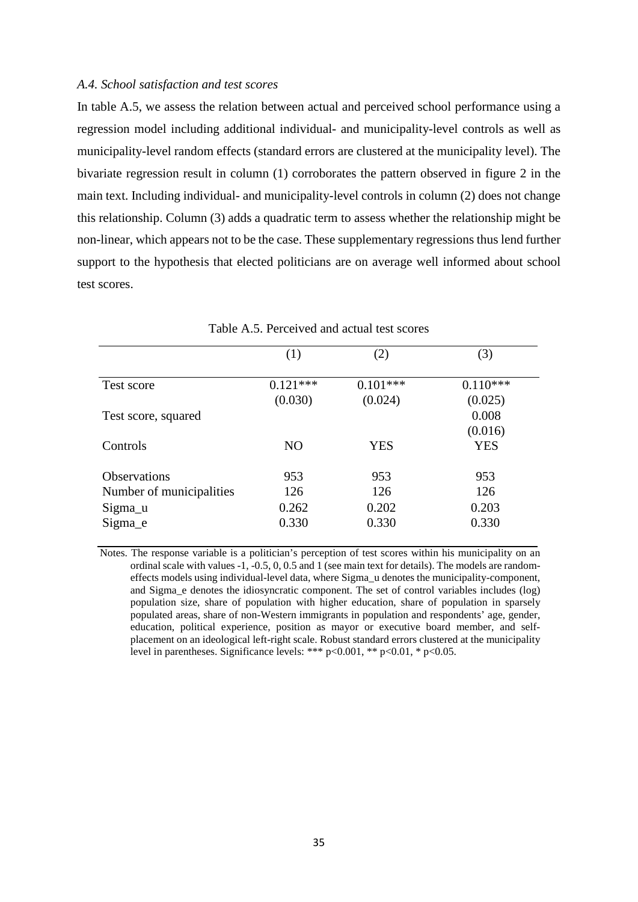*A.4. School satisfaction and test scores*

In table A.5, we assess the relation between actual and perceived school performance using a regression model including additional individual- and municipality-level controls as well as municipality-level random effects (standard errors are clustered at the municipality level). The bivariate regression result in column (1) corroborates the pattern observed in figure 2 in the main text. Including individual- and municipality-level controls in column (2) does not change this relationship. Column (3) adds a quadratic term to assess whether the relationship might be non-linear, which appears not to be the case. These supplementary regressions thus lend further support to the hypothesis that elected politicians are on average well informed about school test scores.

Table A.5. Perceived and actual test scores

| | (1) | (2) | (3) |
|---|---|---|---|
| Test score | 0.121*** | 0.101*** | 0.110*** |
| | (0.030) | (0.024) | (0.025) |
| Test score, squared | | | 0.008 |
| | | | (0.016) |
| Controls | NO | YES | YES |
| Observations | 953 | 953 | 953 |
| Number of municipalities | 126 | 126 | 126 |
| Sigma_u | 0.262 | 0.202 | 0.203 |
| Sigma_e | 0.330 | 0.330 | 0.330 |

Notes. The response variable is a politician's perception of test scores within his municipality on an ordinal scale with values -1, -0.5, 0, 0.5 and 1 (see main text for details). The models are random-effects models using individual-level data, where Sigma_u denotes the municipality-component, and Sigma_e denotes the idiosyncratic component. The set of control variables includes (log) population size, share of population with higher education, share of population in sparsely populated areas, share of non-Western immigrants in population and respondents' age, gender, education, political experience, position as mayor or executive board member, and self-placement on an ideological left-right scale. Robust standard errors clustered at the municipality level in parentheses. Significance levels: *** $p<0.001$, ** $p<0.01$, * $p<0.05$.